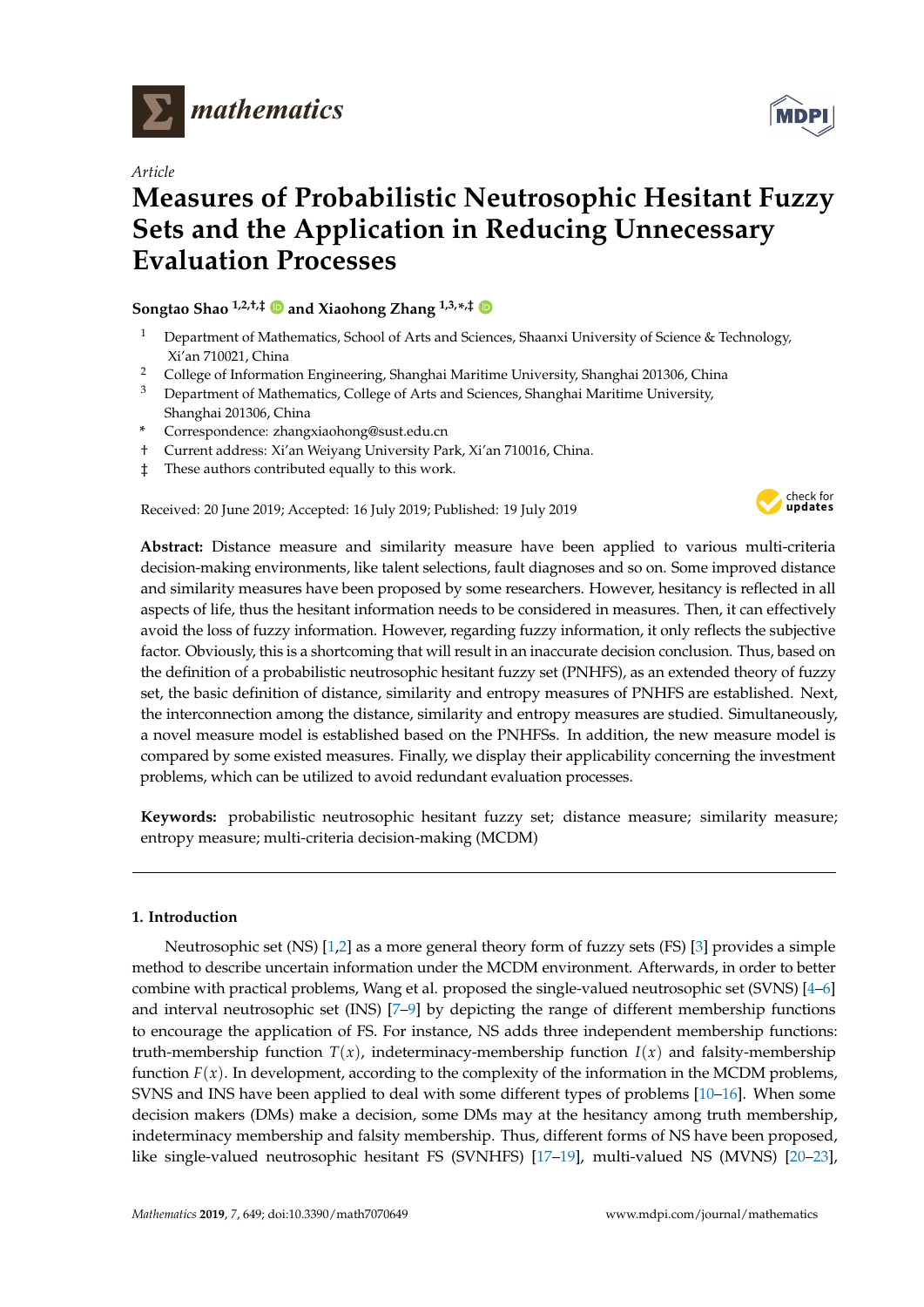Article

# Measures of Probabilistic Neutrosophic Hesitant Fuzzy Sets and the Application in Reducing Unnecessary Evaluation Processes

**Songtao Shao [1,2,†,‡] and Xiaohong Zhang [1,3,*,‡]**

1. Department of Mathematics, School of Arts and Sciences, Shaanxi University of Science & Technology, Xi'an 710021, China
2. College of Information Engineering, Shanghai Maritime University, Shanghai 201306, China
3. Department of Mathematics, College of Arts and Sciences, Shanghai Maritime University, Shanghai 201306, China

\* Correspondence: zhangxiaohong@sust.edu.cn

† Current address: Xi'an Weiyang University Park, Xi'an 710016, China.

‡ These authors contributed equally to this work.

Received: 20 June 2019; Accepted: 16 July 2019; Published: 19 July 2019

**Abstract:** Distance measure and similarity measure have been applied to various multi-criteria decision-making environments, like talent selections, fault diagnoses and so on. Some improved distance and similarity measures have been proposed by some researchers. However, hesitancy is reflected in all aspects of life, thus the hesitant information needs to be considered in measures. Then, it can effectively avoid the loss of fuzzy information. However, regarding fuzzy information, it only reflects the subjective factor. Obviously, this is a shortcoming that will result in an inaccurate decision conclusion. Thus, based on the definition of a probabilistic neutrosophic hesitant fuzzy set (PNHFS), as an extended theory of fuzzy set, the basic definition of distance, similarity and entropy measures of PNHFS are established. Next, the interconnection among the distance, similarity and entropy measures are studied. Simultaneously, a novel measure model is established based on the PNHFSs. In addition, the new measure model is compared by some existed measures. Finally, we display their applicability concerning the investment problems, which can be utilized to avoid redundant evaluation processes.

**Keywords:** probabilistic neutrosophic hesitant fuzzy set; distance measure; similarity measure; entropy measure; multi-criteria decision-making (MCDM)

## 1. Introduction

Neutrosophic set (NS) [1,2] as a more general theory form of fuzzy sets (FS) [3] provides a simple method to describe uncertain information under the MCDM environment. Afterwards, in order to better combine with practical problems, Wang et al. proposed the single-valued neutrosophic set (SVNS) [4–6] and interval neutrosophic set (INS) [7–9] by depicting the range of different membership functions to encourage the application of FS. For instance, NS adds three independent membership functions: truth-membership function $T(x)$, indeterminacy-membership function $I(x)$ and falsity-membership function $F(x)$. In development, according to the complexity of the information in the MCDM problems, SVNS and INS have been applied to deal with some different types of problems [10–16]. When some decision makers (DMs) make a decision, some DMs may at the hesitancy among truth membership, indeterminacy membership and falsity membership. Thus, different forms of NS have been proposed, like single-valued neutrosophic hesitant FS (SVNHFS) [17–19], multi-valued NS (MVNS) [20–23],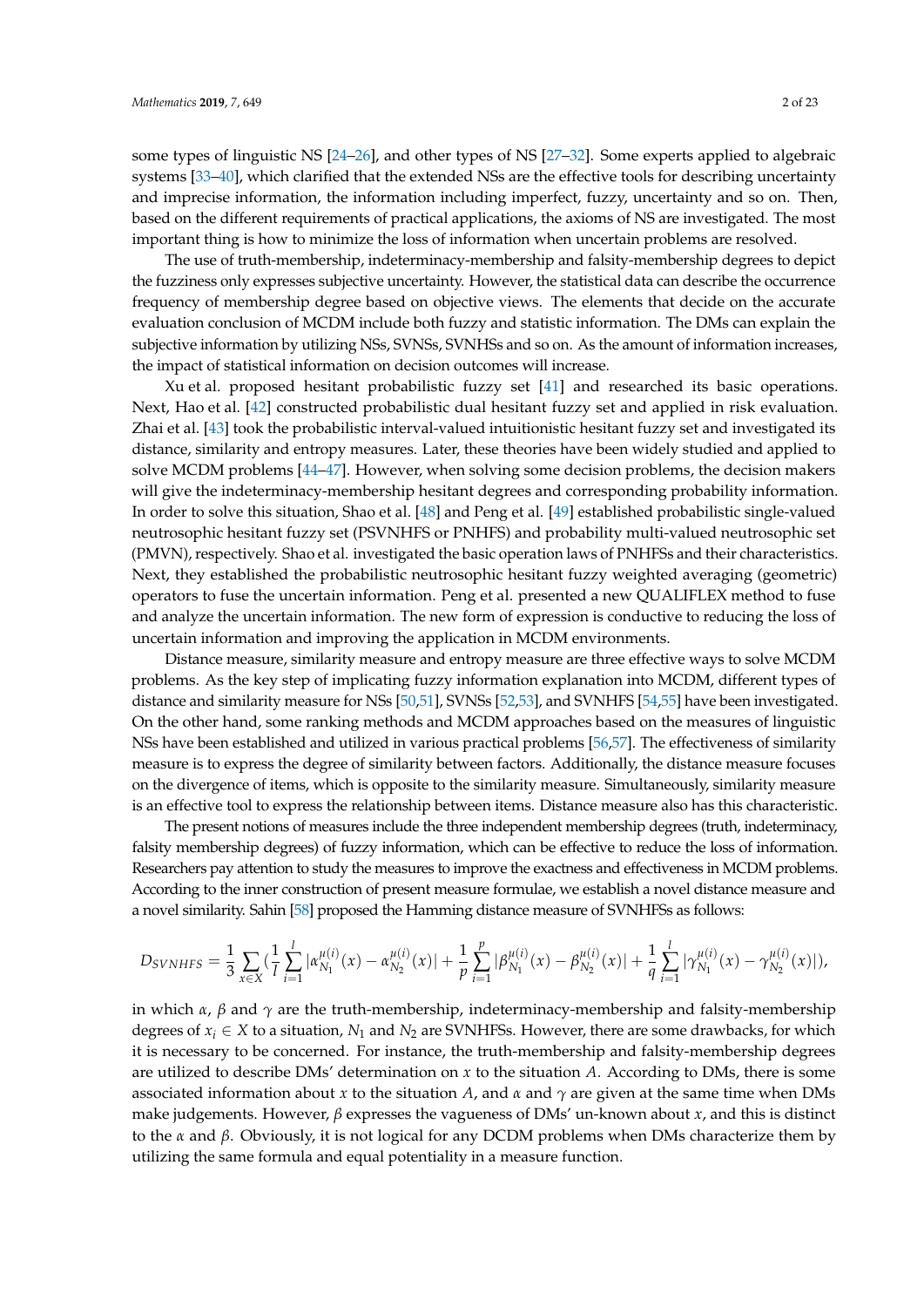some types of linguistic NS [24–26], and other types of NS [27–32]. Some experts applied to algebraic systems [33–40], which clarified that the extended NSs are the effective tools for describing uncertainty and imprecise information, the information including imperfect, fuzzy, uncertainty and so on. Then, based on the different requirements of practical applications, the axioms of NS are investigated. The most important thing is how to minimize the loss of information when uncertain problems are resolved.

The use of truth-membership, indeterminacy-membership and falsity-membership degrees to depict the fuzziness only expresses subjective uncertainty. However, the statistical data can describe the occurrence frequency of membership degree based on objective views. The elements that decide on the accurate evaluation conclusion of MCDM include both fuzzy and statistic information. The DMs can explain the subjective information by utilizing NSs, SVNSs, SVNHSs and so on. As the amount of information increases, the impact of statistical information on decision outcomes will increase.

Xu et al. proposed hesitant probabilistic fuzzy set [41] and researched its basic operations. Next, Hao et al. [42] constructed probabilistic dual hesitant fuzzy set and applied in risk evaluation. Zhai et al. [43] took the probabilistic interval-valued intuitionistic hesitant fuzzy set and investigated its distance, similarity and entropy measures. Later, these theories have been widely studied and applied to solve MCDM problems [44–47]. However, when solving some decision problems, the decision makers will give the indeterminacy-membership hesitant degrees and corresponding probability information. In order to solve this situation, Shao et al. [48] and Peng et al. [49] established probabilistic single-valued neutrosophic hesitant fuzzy set (PSVNHFS or PNHFS) and probability multi-valued neutrosophic set (PMVN), respectively. Shao et al. investigated the basic operation laws of PNHFSs and their characteristics. Next, they established the probabilistic neutrosophic hesitant fuzzy weighted averaging (geometric) operators to fuse the uncertain information. Peng et al. presented a new QUALIFLEX method to fuse and analyze the uncertain information. The new form of expression is conductive to reducing the loss of uncertain information and improving the application in MCDM environments.

Distance measure, similarity measure and entropy measure are three effective ways to solve MCDM problems. As the key step of implicating fuzzy information explanation into MCDM, different types of distance and similarity measure for NSs [50,51], SVNSs [52,53], and SVNHFS [54,55] have been investigated. On the other hand, some ranking methods and MCDM approaches based on the measures of linguistic NSs have been established and utilized in various practical problems [56,57]. The effectiveness of similarity measure is to express the degree of similarity between factors. Additionally, the distance measure focuses on the divergence of items, which is opposite to the similarity measure. Simultaneously, similarity measure is an effective tool to express the relationship between items. Distance measure also has this characteristic.

The present notions of measures include the three independent membership degrees (truth, indeterminacy, falsity membership degrees) of fuzzy information, which can be effective to reduce the loss of information. Researchers pay attention to study the measures to improve the exactness and effectiveness in MCDM problems. According to the inner construction of present measure formulae, we establish a novel distance measure and a novel similarity. Sahin [58] proposed the Hamming distance measure of SVNHFSs as follows:

$$D_{SVNHFS} = \frac{1}{3}\sum_{x\in X}\left(\frac{1}{l}\sum_{i=1}^{l}|\alpha_{N_1}^{\mu(i)}(x)-\alpha_{N_2}^{\mu(i)}(x)| + \frac{1}{p}\sum_{i=1}^{p}|\beta_{N_1}^{\mu(i)}(x)-\beta_{N_2}^{\mu(i)}(x)| + \frac{1}{q}\sum_{i=1}^{l}|\gamma_{N_1}^{\mu(i)}(x)-\gamma_{N_2}^{\mu(i)}(x)|\right),$$

in which $\alpha$, $\beta$ and $\gamma$ are the truth-membership, indeterminacy-membership and falsity-membership degrees of $x_i \in X$ to a situation, $N_1$ and $N_2$ are SVNHFSs. However, there are some drawbacks, for which it is necessary to be concerned. For instance, the truth-membership and falsity-membership degrees are utilized to describe DMs' determination on $x$ to the situation $A$. According to DMs, there is some associated information about $x$ to the situation $A$, and $\alpha$ and $\gamma$ are given at the same time when DMs make judgements. However, $\beta$ expresses the vagueness of DMs' un-known about $x$, and this is distinct to the $\alpha$ and $\beta$. Obviously, it is not logical for any DCDM problems when DMs characterize them by utilizing the same formula and equal potentiality in a measure function.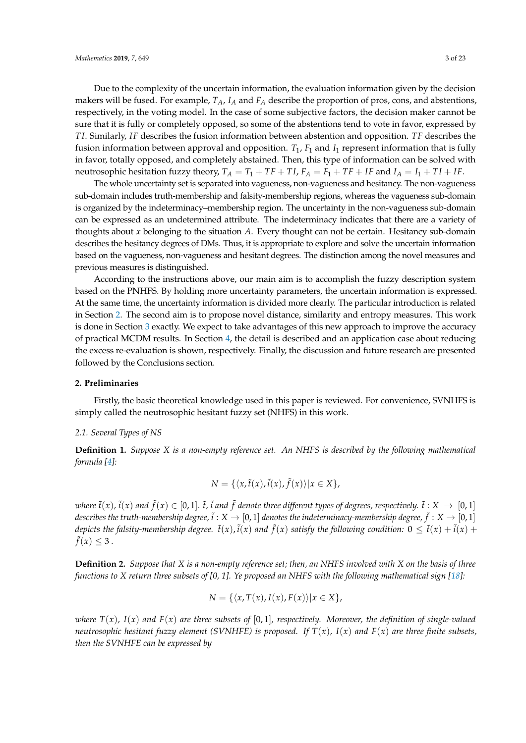Due to the complexity of the uncertain information, the evaluation information given by the decision makers will be fused. For example, $T_A$, $I_A$ and $F_A$ describe the proportion of pros, cons, and abstentions, respectively, in the voting model. In the case of some subjective factors, the decision maker cannot be sure that it is fully or completely opposed, so some of the abstentions tend to vote in favor, expressed by $TI$. Similarly, $IF$ describes the fusion information between abstention and opposition. $TF$ describes the fusion information between approval and opposition. $T_1$, $F_1$ and $I_1$ represent information that is fully in favor, totally opposed, and completely abstained. Then, this type of information can be solved with neutrosophic hesitation fuzzy theory, $T_A = T_1 + TF + TI$, $F_A = F_1 + TF + IF$ and $I_A = I_1 + TI + IF$.

The whole uncertainty set is separated into vagueness, non-vagueness and hesitancy. The non-vagueness sub-domain includes truth-membership and falsity-membership regions, whereas the vagueness sub-domain is organized by the indeterminacy–membership region. The uncertainty in the non-vagueness sub-domain can be expressed as an undetermined attribute. The indeterminacy indicates that there are a variety of thoughts about $x$ belonging to the situation $A$. Every thought can not be certain. Hesitancy sub-domain describes the hesitancy degrees of DMs. Thus, it is appropriate to explore and solve the uncertain information based on the vagueness, non-vagueness and hesitant degrees. The distinction among the novel measures and previous measures is distinguished.

According to the instructions above, our main aim is to accomplish the fuzzy description system based on the PNHFS. By holding more uncertainty parameters, the uncertain information is expressed. At the same time, the uncertainty information is divided more clearly. The particular introduction is related in Section 2. The second aim is to propose novel distance, similarity and entropy measures. This work is done in Section 3 exactly. We expect to take advantages of this new approach to improve the accuracy of practical MCDM results. In Section 4, the detail is described and an application case about reducing the excess re-evaluation is shown, respectively. Finally, the discussion and future research are presented followed by the Conclusions section.

## 2. Preliminaries

Firstly, the basic theoretical knowledge used in this paper is reviewed. For convenience, SVNHFS is simply called the neutrosophic hesitant fuzzy set (NHFS) in this work.

### 2.1. Several Types of NS

**Definition 1.** *Suppose X is a non-empty reference set. An NHFS is described by the following mathematical formula [4]:*

$$N = \{\langle x, \tilde{t}(x), \tilde{i}(x), \tilde{f}(x)\rangle | x \in X\},$$

*where $\tilde{t}(x)$, $\tilde{i}(x)$ and $\tilde{f}(x) \in [0,1]$. $\tilde{t}$, $\tilde{i}$ and $\tilde{f}$ denote three different types of degrees, respectively. $\tilde{t} : X \to [0,1]$ describes the truth-membership degree, $\tilde{i} : X \to [0,1]$ denotes the indeterminacy-membership degree, $\tilde{f} : X \to [0,1]$ depicts the falsity-membership degree. $\tilde{t}(x), \tilde{i}(x)$ and $\tilde{f}(x)$ satisfy the following condition: $0 \le \tilde{t}(x) + \tilde{i}(x) + \tilde{f}(x) \le 3$.*

**Definition 2.** *Suppose that X is a non-empty reference set; then, an NHFS involved with X on the basis of three functions to X return three subsets of [0, 1]. Ye proposed an NHFS with the following mathematical sign [18]:*

$$N = \{\langle x, T(x), I(x), F(x)\rangle | x \in X\},$$

*where $T(x)$, $I(x)$ and $F(x)$ are three subsets of $[0,1]$, respectively. Moreover, the definition of single-valued neutrosophic hesitant fuzzy element (SVNHFE) is proposed. If $T(x)$, $I(x)$ and $F(x)$ are three finite subsets, then the SVNHFE can be expressed by*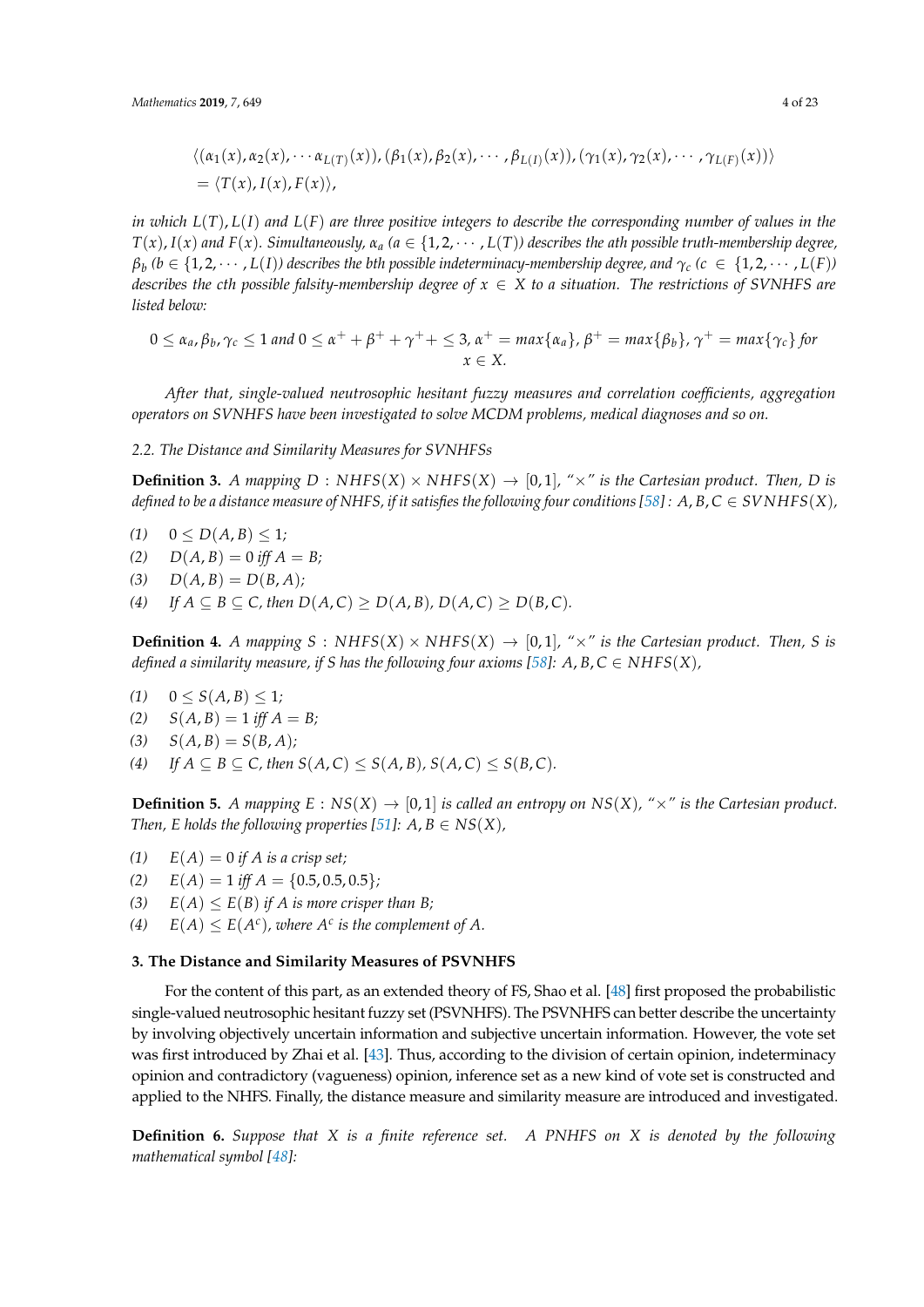$$\begin{aligned}
&\langle(\alpha_1(x), \alpha_2(x), \cdots \alpha_{L(T)}(x)), (\beta_1(x), \beta_2(x), \cdots, \beta_{L(I)}(x)), (\gamma_1(x), \gamma_2(x), \cdots, \gamma_{L(F)}(x))\rangle \\
&= \langle T(x), I(x), F(x)\rangle,
\end{aligned}$$

*in which $L(T), L(I)$ and $L(F)$ are three positive integers to describe the corresponding number of values in the $T(x), I(x)$ and $F(x)$. Simultaneously, $\alpha_a$ ($a \in \{1, 2, \cdots, L(T)\}$) describes the ath possible truth-membership degree, $\beta_b$ ($b \in \{1, 2, \cdots, L(I)\}$) describes the bth possible indeterminacy-membership degree, and $\gamma_c$ ($c \in \{1, 2, \cdots, L(F)\}$) describes the cth possible falsity-membership degree of $x \in X$ to a situation. The restrictions of SVNHFS are listed below:*

$$0 \le \alpha_a, \beta_b, \gamma_c \le 1 \text{ and } 0 \le \alpha^+ + \beta^+ + \gamma^+ + \le 3,\ \alpha^+ = max\{\alpha_a\},\ \beta^+ = max\{\beta_b\},\ \gamma^+ = max\{\gamma_c\} \text{ for } x \in X.$$

*After that, single-valued neutrosophic hesitant fuzzy measures and correlation coefficients, aggregation operators on SVNHFS have been investigated to solve MCDM problems, medical diagnoses and so on.*

### 2.2. The Distance and Similarity Measures for SVNHFSs

**Definition 3.** *A mapping $D : NHFS(X) \times NHFS(X) \to [0, 1]$, "$\times$" is the Cartesian product. Then, D is defined to be a distance measure of NHFS, if it satisfies the following four conditions [58] : $A, B, C \in SVNHFS(X)$,*

(1) $0 \le D(A, B) \le 1$;
(2) $D(A, B) = 0$ *iff* $A = B$;
(3) $D(A, B) = D(B, A)$;
(4) *If* $A \subseteq B \subseteq C$, *then* $D(A, C) \ge D(A, B)$, $D(A, C) \ge D(B, C)$.

**Definition 4.** *A mapping $S : NHFS(X) \times NHFS(X) \to [0, 1]$, "$\times$" is the Cartesian product. Then, S is defined a similarity measure, if S has the following four axioms [58]: $A, B, C \in NHFS(X)$,*

(1) $0 \le S(A, B) \le 1$;
(2) $S(A, B) = 1$ *iff* $A = B$;
(3) $S(A, B) = S(B, A)$;
(4) *If* $A \subseteq B \subseteq C$, *then* $S(A, C) \le S(A, B)$, $S(A, C) \le S(B, C)$.

**Definition 5.** *A mapping $E : NS(X) \to [0, 1]$ is called an entropy on $NS(X)$, "$\times$" is the Cartesian product. Then, E holds the following properties [51]: $A, B \in NS(X)$,*

(1) $E(A) = 0$ *if A is a crisp set;*
(2) $E(A) = 1$ *iff* $A = \{0.5, 0.5, 0.5\}$;
(3) $E(A) \le E(B)$ *if A is more crisper than B;*
(4) $E(A) \le E(A^c)$, *where $A^c$ is the complement of A.*

## 3. The Distance and Similarity Measures of PSVNHFS

For the content of this part, as an extended theory of FS, Shao et al. [48] first proposed the probabilistic single-valued neutrosophic hesitant fuzzy set (PSVNHFS). The PSVNHFS can better describe the uncertainty by involving objectively uncertain information and subjective uncertain information. However, the vote set was first introduced by Zhai et al. [43]. Thus, according to the division of certain opinion, indeterminacy opinion and contradictory (vagueness) opinion, inference set as a new kind of vote set is constructed and applied to the NHFS. Finally, the distance measure and similarity measure are introduced and investigated.

**Definition 6.** *Suppose that X is a finite reference set. A PNHFS on X is denoted by the following mathematical symbol [48]:*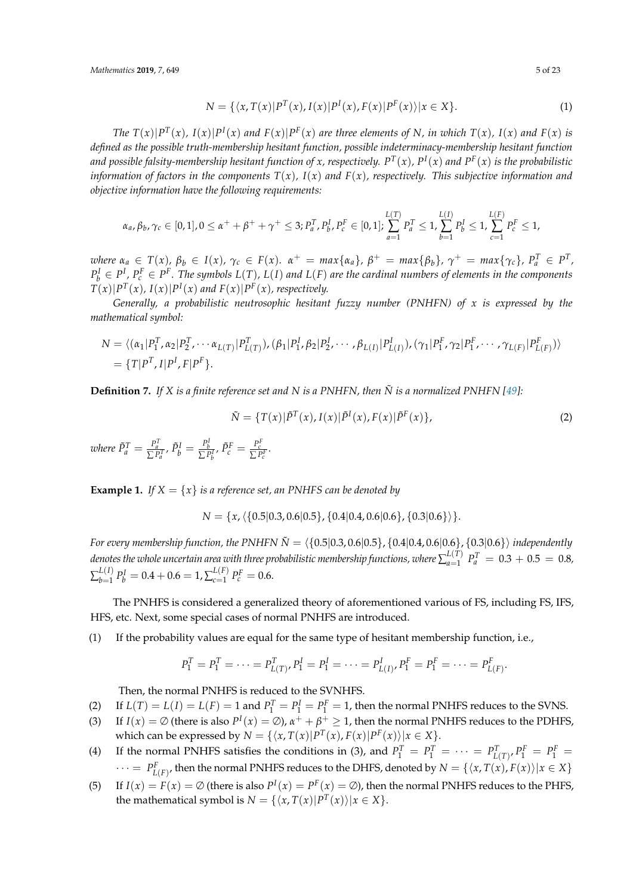$$N = \{\langle x, T(x)|P^T(x), I(x)|P^I(x), F(x)|P^F(x)\rangle | x \in X\}. \tag{1}$$

*The $T(x)|P^T(x)$, $I(x)|P^I(x)$ and $F(x)|P^F(x)$ are three elements of $N$, in which $T(x)$, $I(x)$ and $F(x)$ is defined as the possible truth-membership hesitant function, possible indeterminacy-membership hesitant function and possible falsity-membership hesitant function of $x$, respectively. $P^T(x)$, $P^I(x)$ and $P^F(x)$ is the probabilistic information of factors in the components $T(x)$, $I(x)$ and $F(x)$, respectively. This subjective information and objective information have the following requirements:*

$$\alpha_a, \beta_b, \gamma_c \in [0,1], 0 \le \alpha^+ + \beta^+ + \gamma^+ \le 3; P_a^T, P_b^I, P_c^F \in [0,1]; \sum_{a=1}^{L(T)} P_a^T \le 1, \sum_{b=1}^{L(I)} P_b^I \le 1, \sum_{c=1}^{L(F)} P_c^F \le 1,$$

*where $\alpha_a \in T(x)$, $\beta_b \in I(x)$, $\gamma_c \in F(x)$. $\alpha^+ = max\{\alpha_a\}$, $\beta^+ = max\{\beta_b\}$, $\gamma^+ = max\{\gamma_c\}$, $P_a^T \in P^T$, $P_b^I \in P^I$, $P_c^F \in P^F$. The symbols $L(T)$, $L(I)$ and $L(F)$ are the cardinal numbers of elements in the components $T(x)|P^T(x)$, $I(x)|P^I(x)$ and $F(x)|P^F(x)$, respectively.*

*Generally, a probabilistic neutrosophic hesitant fuzzy number (PNHFN) of $x$ is expressed by the mathematical symbol:*

$$N = \langle(\alpha_1|P_1^T, \alpha_2|P_2^T, \cdots \alpha_{L(T)}|P_{L(T)}^T), (\beta_1|P_1^I, \beta_2|P_2^I, \cdots, \beta_{L(I)}|P_{L(I)}^I), (\gamma_1|P_1^F, \gamma_2|P_1^F, \cdots, \gamma_{L(F)}|P_{L(F)}^F)\rangle$$
$$= \{T|P^T, I|P^I, F|P^F\}.$$

**Definition 7.** *If $X$ is a finite reference set and $N$ is a PNHFN, then $\tilde{N}$ is a normalized PNHFN [49]:*

$$\tilde{N} = \{T(x)|\tilde{P}^T(x), I(x)|\tilde{P}^I(x), F(x)|\tilde{P}^F(x)\}, \tag{2}$$

*where $\tilde{P}_a^T = \frac{P_a^T}{\sum P_a^T}$, $\tilde{P}_b^I = \frac{P_b^I}{\sum P_b^I}$, $\tilde{P}_c^F = \frac{P_c^F}{\sum P_c^F}$.*

**Example 1.** *If $X = \{x\}$ is a reference set, an PNHFS can be denoted by*

$$N = \{x, \langle\{0.5|0.3, 0.6|0.5\}, \{0.4|0.4, 0.6|0.6\}, \{0.3|0.6\}\rangle\}.$$

*For every membership function, the PNHFN $\tilde{N} = \langle\{0.5|0.3, 0.6|0.5\}, \{0.4|0.4, 0.6|0.6\}, \{0.3|0.6\}\rangle$ independently denotes the whole uncertain area with three probabilistic membership functions, where $\sum_{a=1}^{L(T)} P_a^T = 0.3 + 0.5 = 0.8$, $\sum_{b=1}^{L(I)} P_b^I = 0.4 + 0.6 = 1$, $\sum_{c=1}^{L(F)} P_c^F = 0.6$.*

The PNHFS is considered a generalized theory of aforementioned various of FS, including FS, IFS, HFS, etc. Next, some special cases of normal PNHFS are introduced.

(1) If the probability values are equal for the same type of hesitant membership function, i.e.,

$$P_1^T = P_1^T = \cdots = P_{L(T)}^T, P_1^I = P_1^I = \cdots = P_{L(I)}^I, P_1^F = P_1^F = \cdots = P_{L(F)}^F.$$

Then, the normal PNHFS is reduced to the SVNHFS.

(2) If $L(T) = L(I) = L(F) = 1$ and $P_1^T = P_1^I = P_1^F = 1$, then the normal PNHFS reduces to the SVNS.

(3) If $I(x) = \emptyset$ (there is also $P^I(x) = \emptyset$), $\alpha^+ + \beta^+ \ge 1$, then the normal PNHFS reduces to the PDHFS, which can be expressed by $N = \{\langle x, T(x)|P^T(x), F(x)|P^F(x)\rangle | x \in X\}$.

(4) If the normal PNHFS satisfies the conditions in (3), and $P_1^T = P_1^T = \cdots = P_{L(T)}^T, P_1^F = P_1^F = \cdots = P_{L(F)}^F$, then the normal PNHFS reduces to the DHFS, denoted by $N = \{\langle x, T(x), F(x)\rangle | x \in X\}$

(5) If $I(x) = F(x) = \emptyset$ (there is also $P^I(x) = P^F(x) = \emptyset$), then the normal PNHFS reduces to the PHFS, the mathematical symbol is $N = \{\langle x, T(x)|P^T(x)\rangle | x \in X\}$.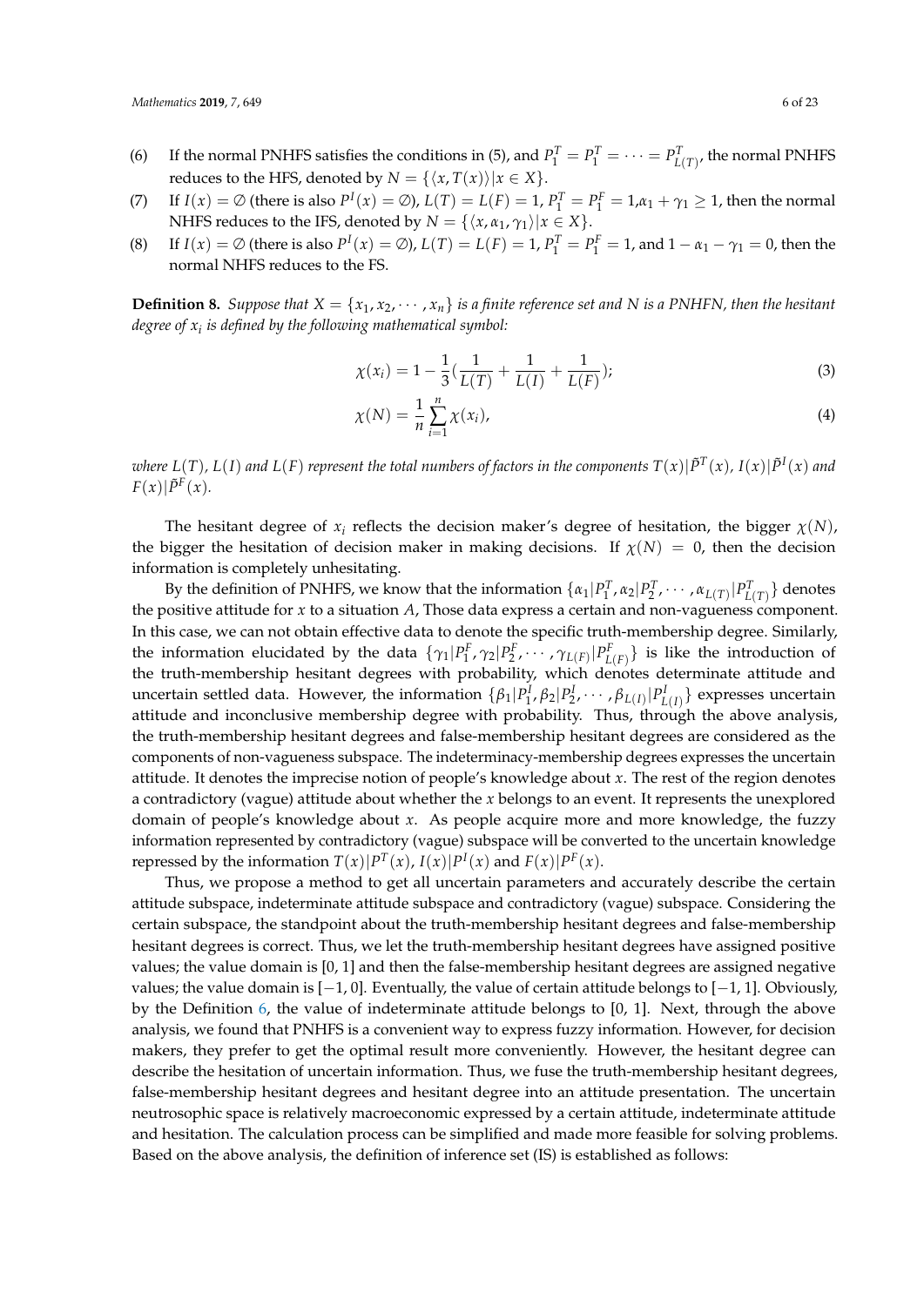(6) If the normal PNHFS satisfies the conditions in (5), and $P_1^T = P_1^T = \cdots = P_{L(T)}^T$, the normal PNHFS reduces to the HFS, denoted by $N = \{\langle x, T(x)\rangle | x \in X\}$.

(7) If $I(x) = \emptyset$ (there is also $P^I(x) = \emptyset$), $L(T) = L(F) = 1$, $P_1^T = P_1^F = 1$,$\alpha_1 + \gamma_1 \geq 1$, then the normal NHFS reduces to the IFS, denoted by $N = \{\langle x, \alpha_1, \gamma_1\rangle | x \in X\}$.

(8) If $I(x) = \emptyset$ (there is also $P^I(x) = \emptyset$), $L(T) = L(F) = 1$, $P_1^T = P_1^F = 1$, and $1 - \alpha_1 - \gamma_1 = 0$, then the normal NHFS reduces to the FS.

**Definition 8.** *Suppose that $X = \{x_1, x_2, \cdots, x_n\}$ is a finite reference set and $N$ is a PNHFN, then the hesitant degree of $x_i$ is defined by the following mathematical symbol:*

$$\chi(x_i) = 1 - \frac{1}{3}\left(\frac{1}{L(T)} + \frac{1}{L(I)} + \frac{1}{L(F)}\right); \tag{3}$$

$$\chi(N) = \frac{1}{n}\sum_{i=1}^{n}\chi(x_i), \tag{4}$$

*where $L(T)$, $L(I)$ and $L(F)$ represent the total numbers of factors in the components $T(x)|\tilde{P}^T(x)$, $I(x)|\tilde{P}^I(x)$ and $F(x)|\tilde{P}^F(x)$.*

The hesitant degree of $x_i$ reflects the decision maker's degree of hesitation, the bigger $\chi(N)$, the bigger the hesitation of decision maker in making decisions. If $\chi(N) = 0$, then the decision information is completely unhesitating.

By the definition of PNHFS, we know that the information $\{\alpha_1|P_1^T, \alpha_2|P_2^T, \cdots, \alpha_{L(T)}|P_{L(T)}^T\}$ denotes the positive attitude for $x$ to a situation $A$, Those data express a certain and non-vagueness component. In this case, we can not obtain effective data to denote the specific truth-membership degree. Similarly, the information elucidated by the data $\{\gamma_1|P_1^F, \gamma_2|P_2^F, \cdots, \gamma_{L(F)}|P_{L(F)}^F\}$ is like the introduction of the truth-membership hesitant degrees with probability, which denotes determinate attitude and uncertain settled data. However, the information $\{\beta_1|P_1^I, \beta_2|P_2^I, \cdots, \beta_{L(I)}|P_{L(I)}^I\}$ expresses uncertain attitude and inconclusive membership degree with probability. Thus, through the above analysis, the truth-membership hesitant degrees and false-membership hesitant degrees are considered as the components of non-vagueness subspace. The indeterminacy-membership degrees expresses the uncertain attitude. It denotes the imprecise notion of people's knowledge about $x$. The rest of the region denotes a contradictory (vague) attitude about whether the $x$ belongs to an event. It represents the unexplored domain of people's knowledge about $x$. As people acquire more and more knowledge, the fuzzy information represented by contradictory (vague) subspace will be converted to the uncertain knowledge repressed by the information $T(x)|P^T(x)$, $I(x)|P^I(x)$ and $F(x)|P^F(x)$.

Thus, we propose a method to get all uncertain parameters and accurately describe the certain attitude subspace, indeterminate attitude subspace and contradictory (vague) subspace. Considering the certain subspace, the standpoint about the truth-membership hesitant degrees and false-membership hesitant degrees is correct. Thus, we let the truth-membership hesitant degrees have assigned positive values; the value domain is [0, 1] and then the false-membership hesitant degrees are assigned negative values; the value domain is $[-1, 0]$. Eventually, the value of certain attitude belongs to $[-1, 1]$. Obviously, by the Definition 6, the value of indeterminate attitude belongs to [0, 1]. Next, through the above analysis, we found that PNHFS is a convenient way to express fuzzy information. However, for decision makers, they prefer to get the optimal result more conveniently. However, the hesitant degree can describe the hesitation of uncertain information. Thus, we fuse the truth-membership hesitant degrees, false-membership hesitant degrees and hesitant degree into an attitude presentation. The uncertain neutrosophic space is relatively macroeconomic expressed by a certain attitude, indeterminate attitude and hesitation. The calculation process can be simplified and made more feasible for solving problems. Based on the above analysis, the definition of inference set (IS) is established as follows: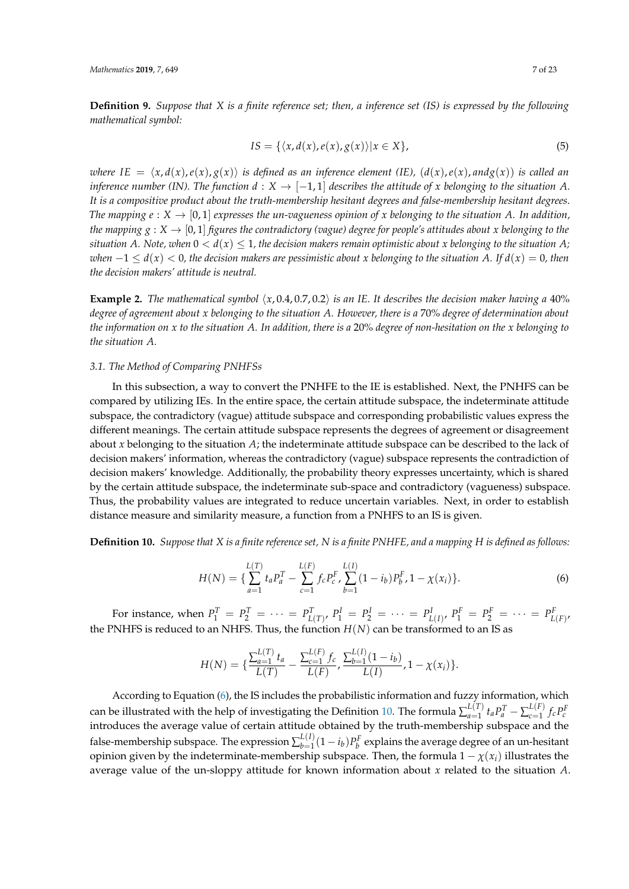**Definition 9.** *Suppose that $X$ is a finite reference set; then, a inference set (IS) is expressed by the following mathematical symbol:*

$$IS = \{\langle x, d(x), e(x), g(x)\rangle | x \in X\}, \tag{5}$$

*where $IE = \langle x, d(x), e(x), g(x)\rangle$ is defined as an inference element (IE), $(d(x), e(x), and g(x))$ is called an inference number (IN). The function $d : X \to [-1, 1]$ describes the attitude of $x$ belonging to the situation $A$. It is a compositive product about the truth-membership hesitant degrees and false-membership hesitant degrees. The mapping $e : X \to [0, 1]$ expresses the un-vagueness opinion of $x$ belonging to the situation $A$. In addition, the mapping $g : X \to [0, 1]$ figures the contradictory (vague) degree for people's attitudes about $x$ belonging to the situation $A$. Note, when $0 < d(x) \leq 1$, the decision makers remain optimistic about $x$ belonging to the situation $A$; when $-1 \leq d(x) < 0$, the decision makers are pessimistic about $x$ belonging to the situation $A$. If $d(x) = 0$, then the decision makers' attitude is neutral.*

**Example 2.** *The mathematical symbol $\langle x, 0.4, 0.7, 0.2\rangle$ is an IE. It describes the decision maker having a 40% degree of agreement about $x$ belonging to the situation $A$. However, there is a 70% degree of determination about the information on $x$ to the situation $A$. In addition, there is a 20% degree of non-hesitation on the $x$ belonging to the situation $A$.*

### 3.1. The Method of Comparing PNHFSs

In this subsection, a way to convert the PNHFE to the IE is established. Next, the PNHFS can be compared by utilizing IEs. In the entire space, the certain attitude subspace, the indeterminate attitude subspace, the contradictory (vague) attitude subspace and corresponding probabilistic values express the different meanings. The certain attitude subspace represents the degrees of agreement or disagreement about $x$ belonging to the situation $A$; the indeterminate attitude subspace can be described to the lack of decision makers' information, whereas the contradictory (vague) subspace represents the contradiction of decision makers' knowledge. Additionally, the probability theory expresses uncertainty, which is shared by the certain attitude subspace, the indeterminate sub-space and contradictory (vagueness) subspace. Thus, the probability values are integrated to reduce uncertain variables. Next, in order to establish distance measure and similarity measure, a function from a PNHFS to an IS is given.

**Definition 10.** *Suppose that $X$ is a finite reference set, $N$ is a finite PNHFE, and a mapping $H$ is defined as follows:*

$$H(N) = \{\sum_{a=1}^{L(T)} t_a P_a^T - \sum_{c=1}^{L(F)} f_c P_c^F, \sum_{b=1}^{L(I)} (1 - i_b) P_b^F, 1 - \chi(x_i)\}. \tag{6}$$

For instance, when $P_1^T = P_2^T = \cdots = P_{L(T)}^T$, $P_1^I = P_2^I = \cdots = P_{L(I)}^I$, $P_1^F = P_2^F = \cdots = P_{L(F)}^F$, the PNHFS is reduced to an NHFS. Thus, the function $H(N)$ can be transformed to an IS as

$$H(N) = \{\frac{\sum_{a=1}^{L(T)} t_a}{L(T)} - \frac{\sum_{c=1}^{L(F)} f_c}{L(F)}, \frac{\sum_{b=1}^{L(I)} (1 - i_b)}{L(I)}, 1 - \chi(x_i)\}.$$

According to Equation (6), the IS includes the probabilistic information and fuzzy information, which can be illustrated with the help of investigating the Definition 10. The formula $\sum_{a=1}^{L(T)} t_a P_a^T - \sum_{c=1}^{L(F)} f_c P_c^F$ introduces the average value of certain attitude obtained by the truth-membership subspace and the false-membership subspace. The expression $\sum_{b=1}^{L(I)} (1 - i_b) P_b^F$ explains the average degree of an un-hesitant opinion given by the indeterminate-membership subspace. Then, the formula $1 - \chi(x_i)$ illustrates the average value of the un-sloppy attitude for known information about $x$ related to the situation $A$.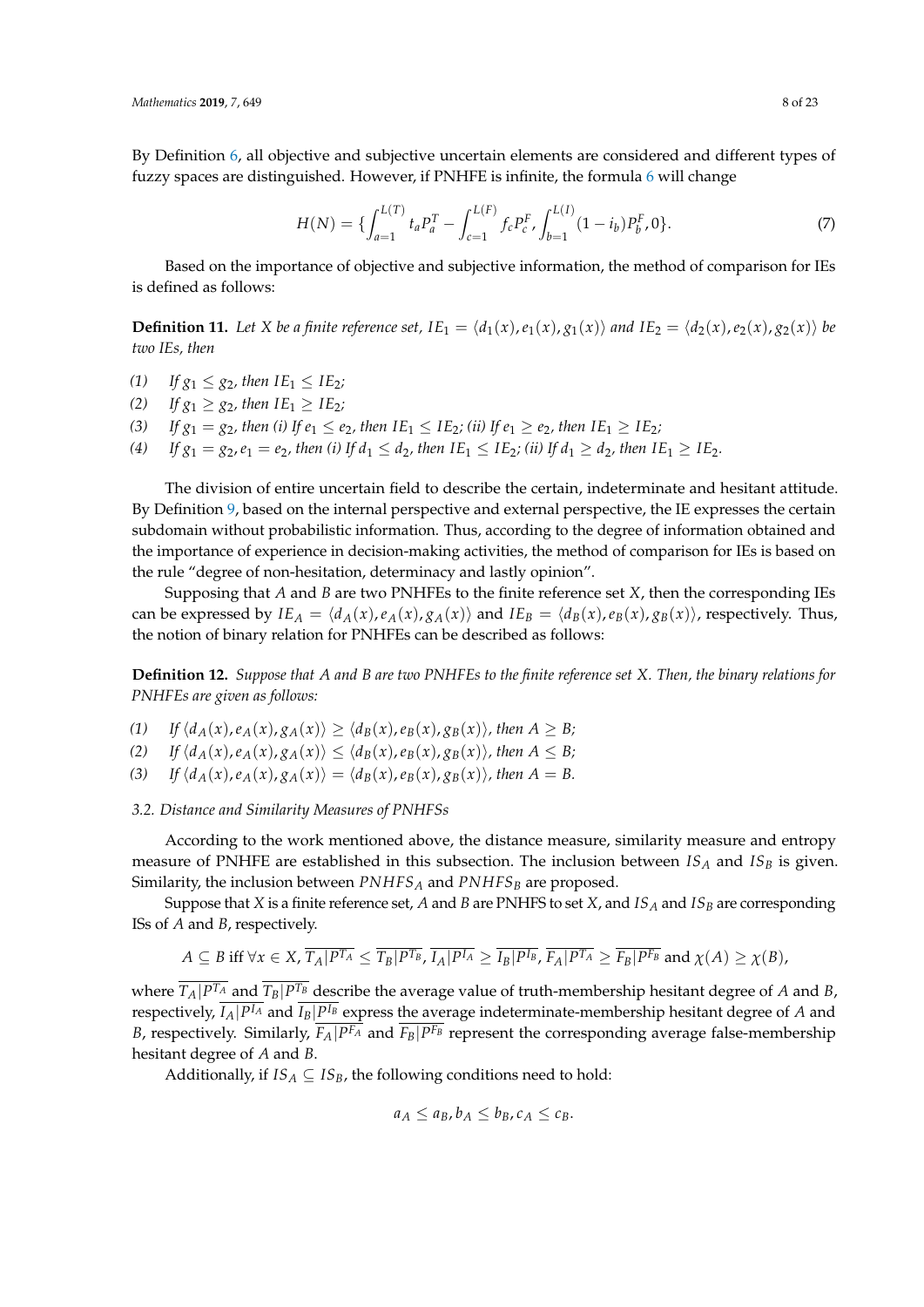By Definition 6, all objective and subjective uncertain elements are considered and different types of fuzzy spaces are distinguished. However, if PNHFE is infinite, the formula 6 will change

$$H(N) = \{ \int_{a=1}^{L(T)} t_a P_a^T - \int_{c=1}^{L(F)} f_c P_c^F, \int_{b=1}^{L(I)} (1 - i_b) P_b^F, 0 \}. \tag{7}$$

Based on the importance of objective and subjective information, the method of comparison for IEs is defined as follows:

**Definition 11.** *Let $X$ be a finite reference set, $IE_1 = \langle d_1(x), e_1(x), g_1(x) \rangle$ and $IE_2 = \langle d_2(x), e_2(x), g_2(x) \rangle$ be two IEs, then*

*(1) If $g_1 \leq g_2$, then $IE_1 \leq IE_2$;*
*(2) If $g_1 \geq g_2$, then $IE_1 \geq IE_2$;*
*(3) If $g_1 = g_2$, then (i) If $e_1 \leq e_2$, then $IE_1 \leq IE_2$; (ii) If $e_1 \geq e_2$, then $IE_1 \geq IE_2$;*
*(4) If $g_1 = g_2, e_1 = e_2$, then (i) If $d_1 \leq d_2$, then $IE_1 \leq IE_2$; (ii) If $d_1 \geq d_2$, then $IE_1 \geq IE_2$.*

The division of entire uncertain field to describe the certain, indeterminate and hesitant attitude. By Definition 9, based on the internal perspective and external perspective, the IE expresses the certain subdomain without probabilistic information. Thus, according to the degree of information obtained and the importance of experience in decision-making activities, the method of comparison for IEs is based on the rule "degree of non-hesitation, determinacy and lastly opinion".

Supposing that $A$ and $B$ are two PNHFEs to the finite reference set $X$, then the corresponding IEs can be expressed by $IE_A = \langle d_A(x), e_A(x), g_A(x) \rangle$ and $IE_B = \langle d_B(x), e_B(x), g_B(x) \rangle$, respectively. Thus, the notion of binary relation for PNHFEs can be described as follows:

**Definition 12.** *Suppose that $A$ and $B$ are two PNHFEs to the finite reference set $X$. Then, the binary relations for PNHFEs are given as follows:*

*(1) If $\langle d_A(x), e_A(x), g_A(x) \rangle \geq \langle d_B(x), e_B(x), g_B(x) \rangle$, then $A \geq B$;*
*(2) If $\langle d_A(x), e_A(x), g_A(x) \rangle \leq \langle d_B(x), e_B(x), g_B(x) \rangle$, then $A \leq B$;*
*(3) If $\langle d_A(x), e_A(x), g_A(x) \rangle = \langle d_B(x), e_B(x), g_B(x) \rangle$, then $A = B$.*

### 3.2. Distance and Similarity Measures of PNHFSs

According to the work mentioned above, the distance measure, similarity measure and entropy measure of PNHFE are established in this subsection. The inclusion between $IS_A$ and $IS_B$ is given. Similarity, the inclusion between $PNHFS_A$ and $PNHFS_B$ are proposed.

Suppose that $X$ is a finite reference set, $A$ and $B$ are PNHFS to set $X$, and $IS_A$ and $IS_B$ are corresponding ISs of $A$ and $B$, respectively.

$$A \subseteq B \text{ iff } \forall x \in X, \overline{T_A|P^{T_A}} \leq \overline{T_B|P^{T_B}}, \overline{I_A|P^{I_A}} \geq \overline{I_B|P^{I_B}}, \overline{F_A|P^{T_A}} \geq \overline{F_B|P^{F_B}} \text{ and } \chi(A) \geq \chi(B),$$

where $\overline{T_A|P^{T_A}}$ and $\overline{T_B|P^{T_B}}$ describe the average value of truth-membership hesitant degree of $A$ and $B$, respectively, $\overline{I_A|P^{I_A}}$ and $\overline{I_B|P^{I_B}}$ express the average indeterminate-membership hesitant degree of $A$ and $B$, respectively. Similarly, $\overline{F_A|P^{F_A}}$ and $\overline{F_B|P^{F_B}}$ represent the corresponding average false-membership hesitant degree of $A$ and $B$.

Additionally, if $IS_A \subseteq IS_B$, the following conditions need to hold:

$$a_A \leq a_B, b_A \leq b_B, c_A \leq c_B.$$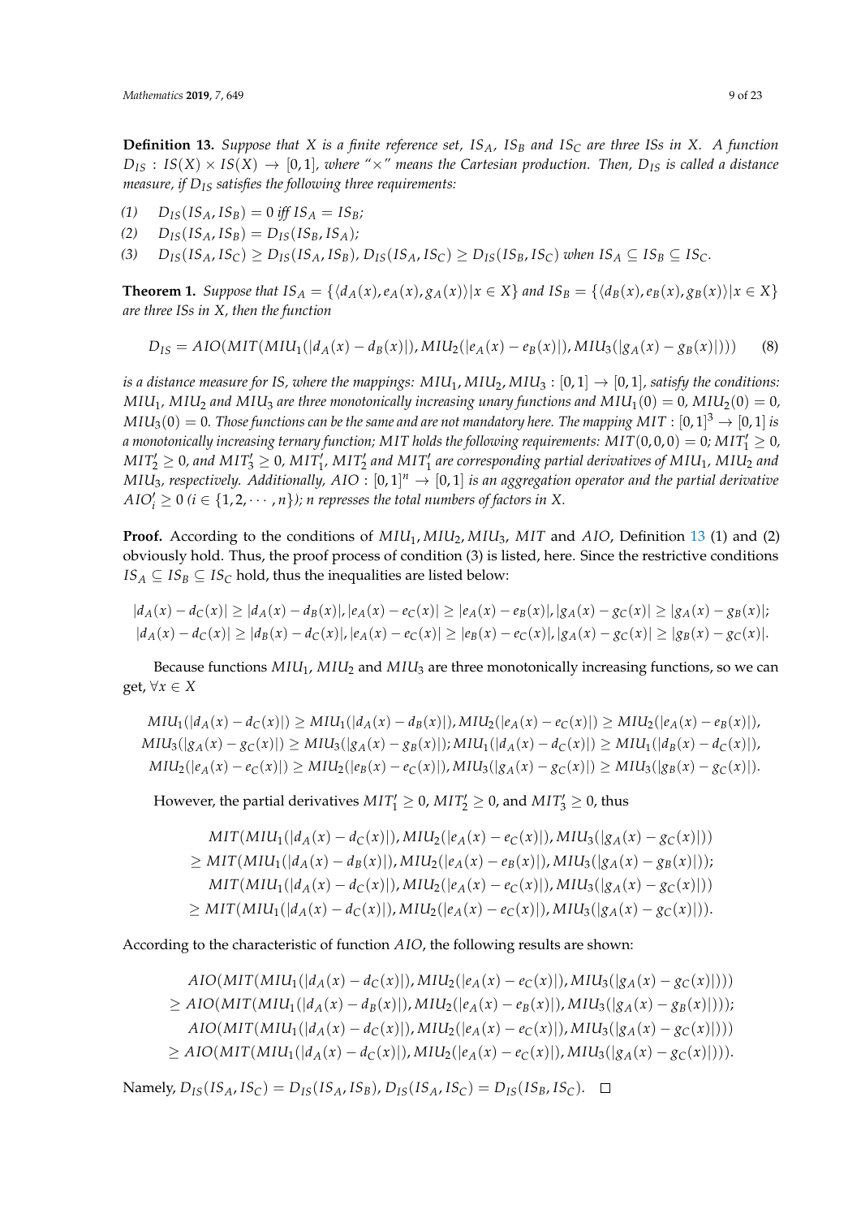**Definition 13.** *Suppose that $X$ is a finite reference set, $IS_A$, $IS_B$ and $IS_C$ are three ISs in $X$. A function $D_{IS} : IS(X) \times IS(X) \to [0,1]$, where "$\times$" means the Cartesian production. Then, $D_{IS}$ is called a distance measure, if $D_{IS}$ satisfies the following three requirements:*

*(1)* $D_{IS}(IS_A, IS_B) = 0$ *iff* $IS_A = IS_B$;

*(2)* $D_{IS}(IS_A, IS_B) = D_{IS}(IS_B, IS_A)$;

*(3)* $D_{IS}(IS_A, IS_C) \geq D_{IS}(IS_A, IS_B)$, $D_{IS}(IS_A, IS_C) \geq D_{IS}(IS_B, IS_C)$ *when* $IS_A \subseteq IS_B \subseteq IS_C$.

**Theorem 1.** *Suppose that $IS_A = \{\langle d_A(x), e_A(x), g_A(x)\rangle | x \in X\}$ and $IS_B = \{\langle d_B(x), e_B(x), g_B(x)\rangle | x \in X\}$ are three ISs in $X$, then the function*

$$D_{IS} = AIO(MIT(MIU_1(|d_A(x) - d_B(x)|), MIU_2(|e_A(x) - e_B(x)|), MIU_3(|g_A(x) - g_B(x)|))) \quad (8)$$

*is a distance measure for IS, where the mappings: $MIU_1, MIU_2, MIU_3 : [0,1] \to [0,1]$, satisfy the conditions: $MIU_1$, $MIU_2$ and $MIU_3$ are three monotonically increasing unary functions and $MIU_1(0) = 0$, $MIU_2(0) = 0$, $MIU_3(0) = 0$. Those functions can be the same and are not mandatory here. The mapping $MIT : [0,1]^3 \to [0,1]$ is a monotonically increasing ternary function; $MIT$ holds the following requirements: $MIT(0,0,0) = 0$; $MIT_1' \geq 0$, $MIT_2' \geq 0$, and $MIT_3' \geq 0$, $MIT_1'$, $MIT_2'$ and $MIT_1'$ are corresponding partial derivatives of $MIU_1$, $MIU_2$ and $MIU_3$, respectively. Additionally, $AIO : [0,1]^n \to [0,1]$ is an aggregation operator and the partial derivative $AIO_i' \geq 0$ ($i \in \{1, 2, \cdots, n\}$); $n$ represses the total numbers of factors in $X$.*

**Proof.** According to the conditions of $MIU_1, MIU_2, MIU_3$, $MIT$ and $AIO$, Definition 13 (1) and (2) obviously hold. Thus, the proof process of condition (3) is listed, here. Since the restrictive conditions $IS_A \subseteq IS_B \subseteq IS_C$ hold, thus the inequalities are listed below:

$$|d_A(x) - d_C(x)| \geq |d_A(x) - d_B(x)|, |e_A(x) - e_C(x)| \geq |e_A(x) - e_B(x)|, |g_A(x) - g_C(x)| \geq |g_A(x) - g_B(x)|;$$
$$|d_A(x) - d_C(x)| \geq |d_B(x) - d_C(x)|, |e_A(x) - e_C(x)| \geq |e_B(x) - e_C(x)|, |g_A(x) - g_C(x)| \geq |g_B(x) - g_C(x)|.$$

Because functions $MIU_1$, $MIU_2$ and $MIU_3$ are three monotonically increasing functions, so we can get, $\forall x \in X$

$$MIU_1(|d_A(x) - d_C(x)|) \geq MIU_1(|d_A(x) - d_B(x)|), MIU_2(|e_A(x) - e_C(x)|) \geq MIU_2(|e_A(x) - e_B(x)|),$$
$$MIU_3(|g_A(x) - g_C(x)|) \geq MIU_3(|g_A(x) - g_B(x)|); MIU_1(|d_A(x) - d_C(x)|) \geq MIU_1(|d_B(x) - d_C(x)|),$$
$$MIU_2(|e_A(x) - e_C(x)|) \geq MIU_2(|e_B(x) - e_C(x)|), MIU_3(|g_A(x) - g_C(x)|) \geq MIU_3(|g_B(x) - g_C(x)|).$$

However, the partial derivatives $MIT_1' \geq 0$, $MIT_2' \geq 0$, and $MIT_3' \geq 0$, thus

$$\begin{aligned}
&MIT(MIU_1(|d_A(x) - d_C(x)|), MIU_2(|e_A(x) - e_C(x)|), MIU_3(|g_A(x) - g_C(x)|)) \\
&\geq MIT(MIU_1(|d_A(x) - d_B(x)|), MIU_2(|e_A(x) - e_B(x)|), MIU_3(|g_A(x) - g_B(x)|)); \\
&MIT(MIU_1(|d_A(x) - d_C(x)|), MIU_2(|e_A(x) - e_C(x)|), MIU_3(|g_A(x) - g_C(x)|)) \\
&\geq MIT(MIU_1(|d_A(x) - d_C(x)|), MIU_2(|e_A(x) - e_C(x)|), MIU_3(|g_A(x) - g_C(x)|)).
\end{aligned}$$

According to the characteristic of function $AIO$, the following results are shown:

$$\begin{aligned}
&AIO(MIT(MIU_1(|d_A(x) - d_C(x)|), MIU_2(|e_A(x) - e_C(x)|), MIU_3(|g_A(x) - g_C(x)|))) \\
&\geq AIO(MIT(MIU_1(|d_A(x) - d_B(x)|), MIU_2(|e_A(x) - e_B(x)|), MIU_3(|g_A(x) - g_B(x)|))); \\
&AIO(MIT(MIU_1(|d_A(x) - d_C(x)|), MIU_2(|e_A(x) - e_C(x)|), MIU_3(|g_A(x) - g_C(x)|))) \\
&\geq AIO(MIT(MIU_1(|d_A(x) - d_C(x)|), MIU_2(|e_A(x) - e_C(x)|), MIU_3(|g_A(x) - g_C(x)|))).
\end{aligned}$$

Namely, $D_{IS}(IS_A, IS_C) = D_{IS}(IS_A, IS_B)$, $D_{IS}(IS_A, IS_C) = D_{IS}(IS_B, IS_C)$. $\square$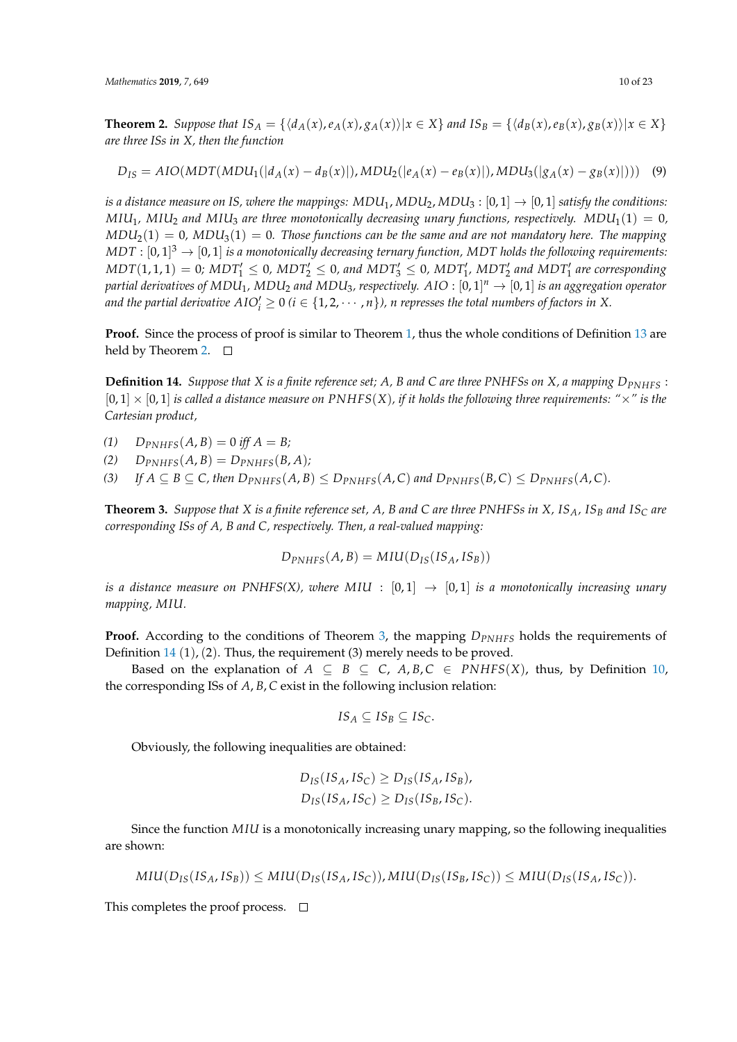**Theorem 2.** *Suppose that $IS_A = \{\langle d_A(x), e_A(x), g_A(x)\rangle | x \in X\}$ and $IS_B = \{\langle d_B(x), e_B(x), g_B(x)\rangle | x \in X\}$ are three ISs in X, then the function*

$$D_{IS} = AIO(MDT(MDU_1(|d_A(x) - d_B(x)|), MDU_2(|e_A(x) - e_B(x)|), MDU_3(|g_A(x) - g_B(x)|))) \quad (9)$$

*is a distance measure on IS, where the mappings: $MDU_1, MDU_2, MDU_3 : [0,1] \to [0,1]$ satisfy the conditions: $MIU_1$, $MIU_2$ and $MIU_3$ are three monotonically decreasing unary functions, respectively. $MDU_1(1) = 0$, $MDU_2(1) = 0$, $MDU_3(1) = 0$. Those functions can be the same and are not mandatory here. The mapping $MDT : [0,1]^3 \to [0,1]$ is a monotonically decreasing ternary function, MDT holds the following requirements: $MDT(1,1,1) = 0$; $MDT'_1 \leq 0$, $MDT'_2 \leq 0$, and $MDT'_3 \leq 0$, $MDT'_1$, $MDT'_2$ and $MDT'_1$ are corresponding partial derivatives of $MDU_1$, $MDU_2$ and $MDU_3$, respectively. $AIO : [0,1]^n \to [0,1]$ is an aggregation operator and the partial derivative $AIO'_i \geq 0$ $(i \in \{1,2,\cdots,n\})$, n represses the total numbers of factors in X.*

**Proof.** Since the process of proof is similar to Theorem 1, thus the whole conditions of Definition 13 are held by Theorem 2. □

**Definition 14.** *Suppose that X is a finite reference set; A, B and C are three PNHFSs on X, a mapping $D_{PNHFS} : [0,1] \times [0,1]$ is called a distance measure on $PNHFS(X)$, if it holds the following three requirements: "$\times$" is the Cartesian product,*

*(1)* $D_{PNHFS}(A,B) = 0$ *iff* $A = B$;

*(2)* $D_{PNHFS}(A,B) = D_{PNHFS}(B,A)$;

*(3)* *If* $A \subseteq B \subseteq C$, *then* $D_{PNHFS}(A,B) \leq D_{PNHFS}(A,C)$ *and* $D_{PNHFS}(B,C) \leq D_{PNHFS}(A,C)$.

**Theorem 3.** *Suppose that X is a finite reference set, A, B and C are three PNHFSs in X, $IS_A$, $IS_B$ and $IS_C$ are corresponding ISs of A, B and C, respectively. Then, a real-valued mapping:*

$$D_{PNHFS}(A,B) = MIU(D_{IS}(IS_A, IS_B))$$

*is a distance measure on PNHFS(X), where $MIU : [0,1] \to [0,1]$ is a monotonically increasing unary mapping, MIU.*

**Proof.** According to the conditions of Theorem 3, the mapping $D_{PNHFS}$ holds the requirements of Definition 14 (1), (2). Thus, the requirement (3) merely needs to be proved.

Based on the explanation of $A \subseteq B \subseteq C$, $A, B, C \in PNHFS(X)$, thus, by Definition 10, the corresponding ISs of $A, B, C$ exist in the following inclusion relation:

$$IS_A \subseteq IS_B \subseteq IS_C.$$

Obviously, the following inequalities are obtained:

$$D_{IS}(IS_A, IS_C) \geq D_{IS}(IS_A, IS_B),$$
$$D_{IS}(IS_A, IS_C) \geq D_{IS}(IS_B, IS_C).$$

Since the function $MIU$ is a monotonically increasing unary mapping, so the following inequalities are shown:

$$MIU(D_{IS}(IS_A, IS_B)) \leq MIU(D_{IS}(IS_A, IS_C)), MIU(D_{IS}(IS_B, IS_C)) \leq MIU(D_{IS}(IS_A, IS_C)).$$

This completes the proof process. □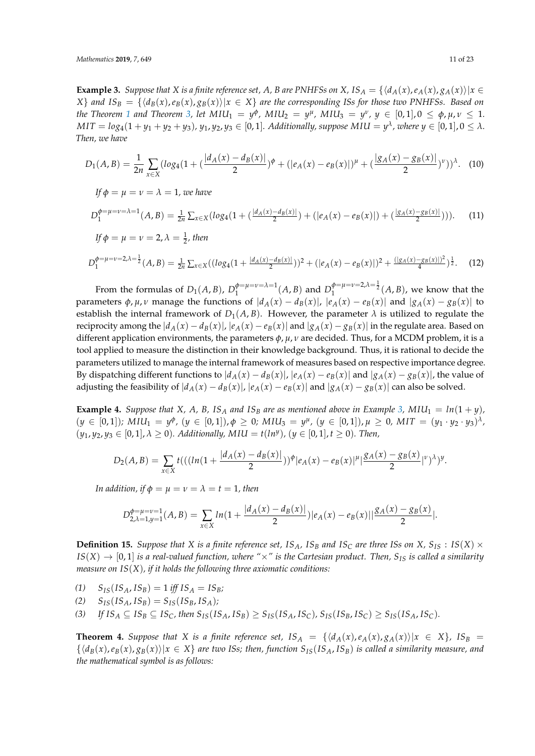**Example 3.** *Suppose that X is a finite reference set, A, B are PNHFSs on X, $IS_A = \{\langle d_A(x), e_A(x), g_A(x)\rangle | x \in X\}$ and $IS_B = \{\langle d_B(x), e_B(x), g_B(x)\rangle | x \in X\}$ are the corresponding ISs for those two PNHFSs. Based on the Theorem 1 and Theorem 3, let $MIU_1 = y^{\phi}$, $MIU_2 = y^{\mu}$, $MIU_3 = y^{\nu}$, $y \in [0,1], 0 \leq \phi, \mu, \nu \leq 1$. $MIT = log_4(1 + y_1 + y_2 + y_3)$, $y_1, y_2, y_3 \in [0,1]$. Additionally, suppose $MIU = y^{\lambda}$, where $y \in [0,1], 0 \leq \lambda$. Then, we have*

$$D_1(A,B) = \frac{1}{2n}\sum_{x\in X}(log_4(1 + (\frac{|d_A(x) - d_B(x)|}{2})^{\phi} + (|e_A(x) - e_B(x)|)^{\mu} + (\frac{|g_A(x) - g_B(x)|}{2})^{\nu}))^{\lambda}. \quad (10)$$

*If $\phi = \mu = \nu = \lambda = 1$, we have*

$$D_1^{\phi=\mu=\nu=\lambda=1}(A,B) = \tfrac{1}{2n}\sum_{x\in X}(log_4(1 + (\tfrac{|d_A(x)-d_B(x)|}{2}) + (|e_A(x) - e_B(x)|) + (\tfrac{|g_A(x)-g_B(x)|}{2}))). \quad (11)$$

*If $\phi = \mu = \nu = 2, \lambda = \frac{1}{2}$, then*

$$D_1^{\phi=\mu=\nu=2,\lambda=\frac{1}{2}}(A,B) = \tfrac{1}{2n}\sum_{x\in X}((log_4(1 + \tfrac{|d_A(x)-d_B(x)|}{2}))^2 + (|e_A(x) - e_B(x)|)^2 + \tfrac{(|g_A(x)-g_B(x)|)^2}{4})^{\frac{1}{2}}. \quad (12)$$

From the formulas of $D_1(A,B)$, $D_1^{\phi=\mu=\nu=\lambda=1}(A,B)$ and $D_1^{\phi=\mu=\nu=2,\lambda=\frac{1}{2}}(A,B)$, we know that the parameters $\phi, \mu, \nu$ manage the functions of $|d_A(x) - d_B(x)|$, $|e_A(x) - e_B(x)|$ and $|g_A(x) - g_B(x)|$ to establish the internal framework of $D_1(A,B)$. However, the parameter $\lambda$ is utilized to regulate the reciprocity among the $|d_A(x) - d_B(x)|$, $|e_A(x) - e_B(x)|$ and $|g_A(x) - g_B(x)|$ in the regulate area. Based on different application environments, the parameters $\phi, \mu, \nu$ are decided. Thus, for a MCDM problem, it is a tool applied to measure the distinction in their knowledge background. Thus, it is rational to decide the parameters utilized to manage the internal framework of measures based on respective importance degree. By dispatching different functions to $|d_A(x) - d_B(x)|$, $|e_A(x) - e_B(x)|$ and $|g_A(x) - g_B(x)|$, the value of adjusting the feasibility of $|d_A(x) - d_B(x)|$, $|e_A(x) - e_B(x)|$ and $|g_A(x) - g_B(x)|$ can also be solved.

**Example 4.** *Suppose that X, A, B, $IS_A$ and $IS_B$ are as mentioned above in Example 3, $MIU_1 = ln(1 + y)$, $(y \in [0,1])$; $MIU_1 = y^{\phi}$, $(y \in [0,1]), \phi \geq 0$; $MIU_3 = y^{\mu}$, $(y \in [0,1]), \mu \geq 0$, $MIT = (y_1 \cdot y_2 \cdot y_3)^{\lambda}$, $(y_1, y_2, y_3 \in [0,1], \lambda \geq 0)$. Additionally, $MIU = t(ln^y)$, $(y \in [0,1], t \geq 0)$. Then,*

$$D_2(A,B) = \sum_{x\in X} t(((ln(1 + \frac{|d_A(x) - d_B(x)|}{2}))^{\phi}|e_A(x) - e_B(x)|^{\mu}|\frac{g_A(x) - g_B(x)}{2}|^{\nu})^{\lambda})^{y}.$$

*In addition, if $\phi = \mu = \nu = \lambda = t = 1$, then*

$$D_{2,\lambda=1,y=1}^{\phi=\mu=\nu=1}(A,B) = \sum_{x\in X} ln(1 + \frac{|d_A(x) - d_B(x)|}{2})|e_A(x) - e_B(x)||\frac{g_A(x) - g_B(x)}{2}|.$$

**Definition 15.** *Suppose that X is a finite reference set, $IS_A$, $IS_B$ and $IS_C$ are three ISs on X, $S_{IS} : IS(X) \times IS(X) \to [0,1]$ is a real-valued function, where "$\times$" is the Cartesian product. Then, $S_{IS}$ is called a similarity measure on $IS(X)$, if it holds the following three axiomatic conditions:*

(1) $S_{IS}(IS_A, IS_B) = 1$ *iff* $IS_A = IS_B$;

(2) $S_{IS}(IS_A, IS_B) = S_{IS}(IS_B, IS_A)$;

(3) *If* $IS_A \subseteq IS_B \subseteq IS_C$, *then* $S_{IS}(IS_A, IS_B) \geq S_{IS}(IS_A, IS_C)$, $S_{IS}(IS_B, IS_C) \geq S_{IS}(IS_A, IS_C)$.

**Theorem 4.** *Suppose that X is a finite reference set, $IS_A = \{\langle d_A(x), e_A(x), g_A(x)\rangle | x \in X\}$, $IS_B = \{\langle d_B(x), e_B(x), g_B(x)\rangle | x \in X\}$ are two ISs; then, function $S_{IS}(IS_A, IS_B)$ is called a similarity measure, and the mathematical symbol is as follows:*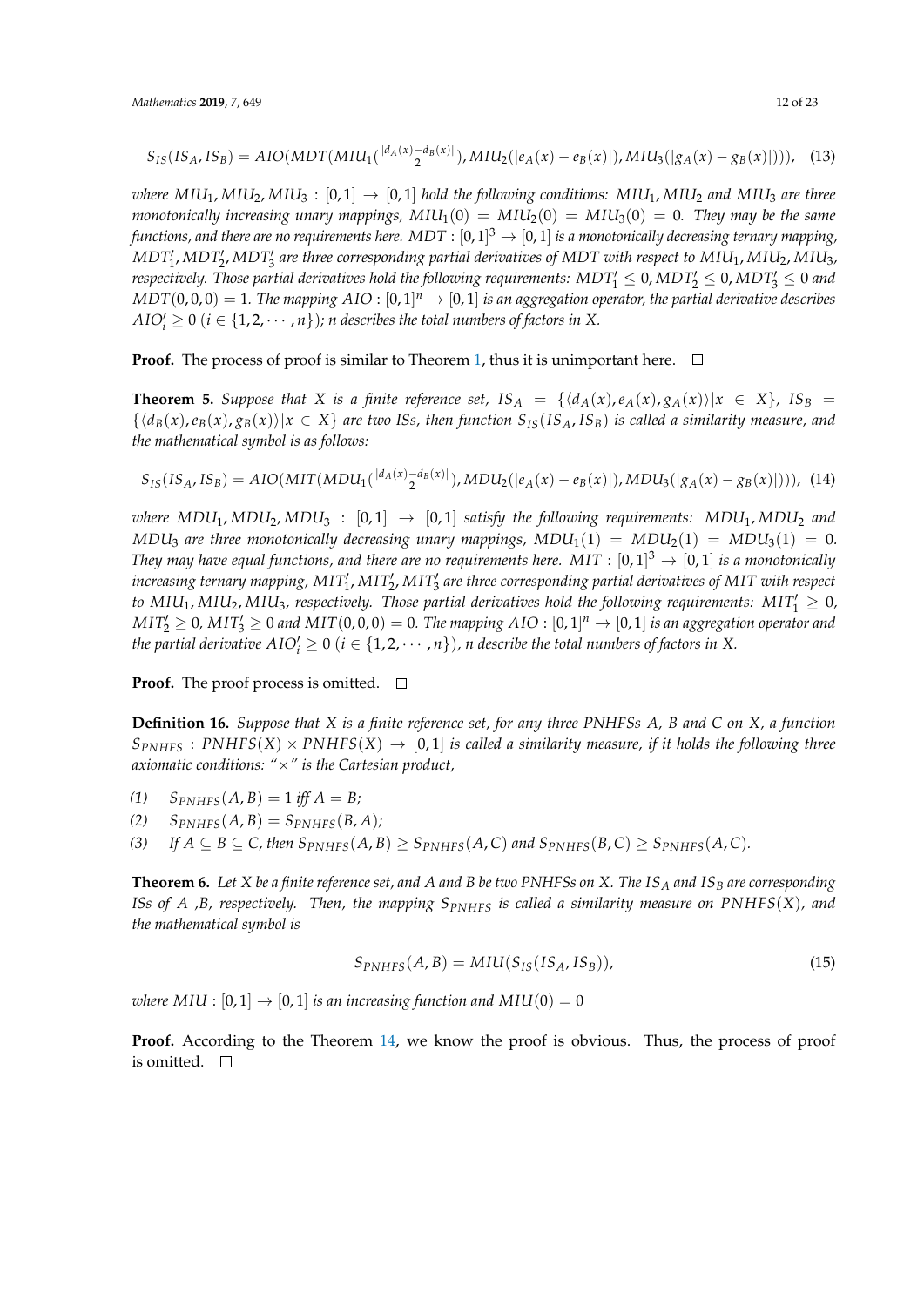$$S_{IS}(IS_A, IS_B) = AIO(MDT(MIU_1(\tfrac{|d_A(x)-d_B(x)|}{2}), MIU_2(|e_A(x)-e_B(x)|), MIU_3(|g_A(x)-g_B(x)|))), \quad (13)$$

*where* $MIU_1, MIU_2, MIU_3 : [0,1] \to [0,1]$ *hold the following conditions:* $MIU_1, MIU_2$ *and* $MIU_3$ *are three monotonically increasing unary mappings,* $MIU_1(0) = MIU_2(0) = MIU_3(0) = 0$. *They may be the same functions, and there are no requirements here.* $MDT : [0,1]^3 \to [0,1]$ *is a monotonically decreasing ternary mapping,* $MDT_1', MDT_2', MDT_3'$ *are three corresponding partial derivatives of MDT with respect to* $MIU_1, MIU_2, MIU_3$, *respectively. Those partial derivatives hold the following requirements:* $MDT_1' \leq 0, MDT_2' \leq 0, MDT_3' \leq 0$ *and* $MDT(0,0,0) = 1$. *The mapping* $AIO : [0,1]^n \to [0,1]$ *is an aggregation operator, the partial derivative describes* $AIO_i' \geq 0$ $(i \in \{1,2,\cdots,n\})$; *n describes the total numbers of factors in X.*

**Proof.** The process of proof is similar to Theorem 1, thus it is unimportant here. □

**Theorem 5.** *Suppose that X is a finite reference set,* $IS_A = \{\langle d_A(x), e_A(x), g_A(x)\rangle | x \in X\}$, $IS_B = \{\langle d_B(x), e_B(x), g_B(x)\rangle | x \in X\}$ *are two ISs, then function* $S_{IS}(IS_A, IS_B)$ *is called a similarity measure, and the mathematical symbol is as follows:*

$$S_{IS}(IS_A, IS_B) = AIO(MIT(MDU_1(\tfrac{|d_A(x)-d_B(x)|}{2}), MDU_2(|e_A(x)-e_B(x)|), MDU_3(|g_A(x)-g_B(x)|))), \quad (14)$$

*where* $MDU_1, MDU_2, MDU_3 : [0,1] \to [0,1]$ *satisfy the following requirements:* $MDU_1, MDU_2$ *and* $MDU_3$ *are three monotonically decreasing unary mappings,* $MDU_1(1) = MDU_2(1) = MDU_3(1) = 0$. *They may have equal functions, and there are no requirements here.* $MIT : [0,1]^3 \to [0,1]$ *is a monotonically increasing ternary mapping,* $MIT_1', MIT_2', MIT_3'$ *are three corresponding partial derivatives of MIT with respect to* $MIU_1, MIU_2, MIU_3$, *respectively. Those partial derivatives hold the following requirements:* $MIT_1' \geq 0$, $MIT_2' \geq 0$, $MIT_3' \geq 0$ *and* $MIT(0,0,0) = 0$. *The mapping* $AIO : [0,1]^n \to [0,1]$ *is an aggregation operator and the partial derivative* $AIO_i' \geq 0$ $(i \in \{1,2,\cdots,n\})$, *n describe the total numbers of factors in X.*

**Proof.** The proof process is omitted. □

**Definition 16.** *Suppose that X is a finite reference set, for any three PNHFSs A, B and C on X, a function* $S_{PNHFS} : PNHFS(X) \times PNHFS(X) \to [0,1]$ *is called a similarity measure, if it holds the following three axiomatic conditions: "×" is the Cartesian product,*

*(1)* $S_{PNHFS}(A,B) = 1$ *iff* $A = B$;
*(2)* $S_{PNHFS}(A,B) = S_{PNHFS}(B,A)$;
*(3)* *If* $A \subseteq B \subseteq C$, *then* $S_{PNHFS}(A,B) \geq S_{PNHFS}(A,C)$ *and* $S_{PNHFS}(B,C) \geq S_{PNHFS}(A,C)$.

**Theorem 6.** *Let X be a finite reference set, and A and B be two PNHFSs on X. The* $IS_A$ *and* $IS_B$ *are corresponding ISs of A ,B, respectively. Then, the mapping* $S_{PNHFS}$ *is called a similarity measure on* $PNHFS(X)$, *and the mathematical symbol is*

$$S_{PNHFS}(A,B) = MIU(S_{IS}(IS_A, IS_B)), \quad (15)$$

*where* $MIU : [0,1] \to [0,1]$ *is an increasing function and* $MIU(0) = 0$

**Proof.** According to the Theorem 14, we know the proof is obvious. Thus, the process of proof is omitted. □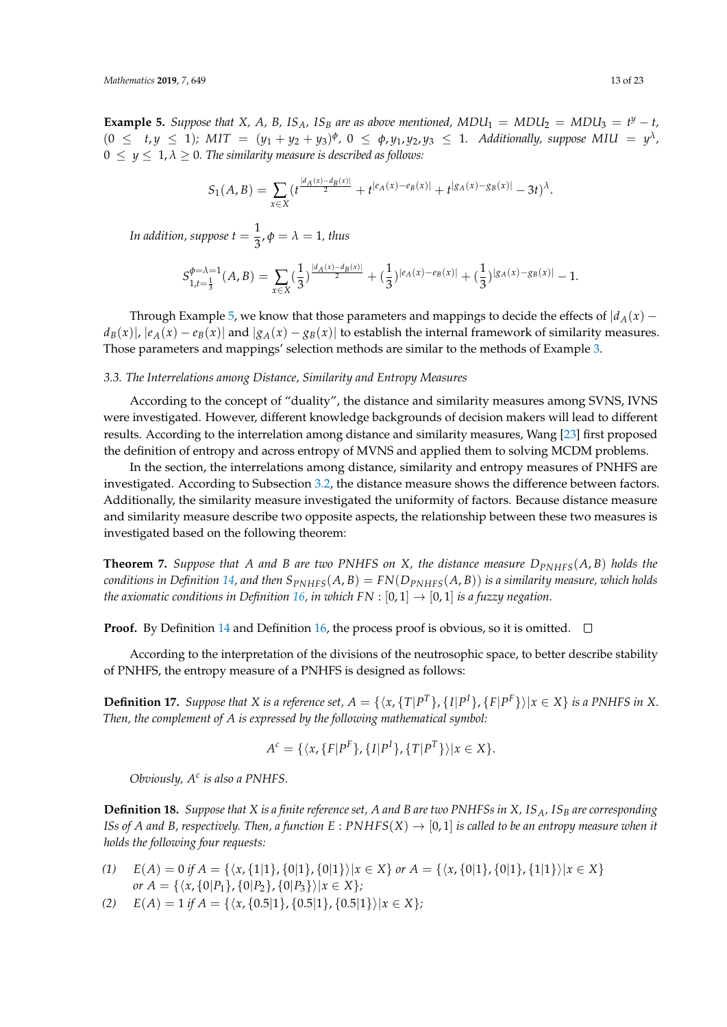**Example 5.** *Suppose that X, A, B, $IS_A$, $IS_B$ are as above mentioned, $MDU_1 = MDU_2 = MDU_3 = t^y - t$, $(0 \leq t, y \leq 1)$; $MIT = (y_1 + y_2 + y_3)^\phi$, $0 \leq \phi, y_1, y_2, y_3 \leq 1$. Additionally, suppose $MIU = y^\lambda$, $0 \leq y \leq 1, \lambda \geq 0$. The similarity measure is described as follows:*

$$S_1(A,B) = \sum_{x \in X} (t^{\frac{|d_A(x) - d_B(x)|}{2}} + t^{|e_A(x) - e_B(x)|} + t^{|g_A(x) - g_B(x)|} - 3t)^\lambda.$$

*In addition, suppose $t = \dfrac{1}{3}, \phi = \lambda = 1$, thus*

$$S_{1,t=\frac{1}{3}}^{\phi=\lambda=1}(A,B) = \sum_{x \in X} (\frac{1}{3})^{\frac{|d_A(x) - d_B(x)|}{2}} + (\frac{1}{3})^{|e_A(x) - e_B(x)|} + (\frac{1}{3})^{|g_A(x) - g_B(x)|} - 1.$$

Through Example 5, we know that those parameters and mappings to decide the effects of $|d_A(x) - d_B(x)|$, $|e_A(x) - e_B(x)|$ and $|g_A(x) - g_B(x)|$ to establish the internal framework of similarity measures. Those parameters and mappings' selection methods are similar to the methods of Example 3.

### 3.3. The Interrelations among Distance, Similarity and Entropy Measures

According to the concept of "duality", the distance and similarity measures among SVNS, IVNS were investigated. However, different knowledge backgrounds of decision makers will lead to different results. According to the interrelation among distance and similarity measures, Wang [23] first proposed the definition of entropy and across entropy of MVNS and applied them to solving MCDM problems.

In the section, the interrelations among distance, similarity and entropy measures of PNHFS are investigated. According to Subsection 3.2, the distance measure shows the difference between factors. Additionally, the similarity measure investigated the uniformity of factors. Because distance measure and similarity measure describe two opposite aspects, the relationship between these two measures is investigated based on the following theorem:

**Theorem 7.** *Suppose that A and B are two PNHFS on X, the distance measure $D_{PNHFS}(A,B)$ holds the conditions in Definition 14, and then $S_{PNHFS}(A,B) = FN(D_{PNHFS}(A,B))$ is a similarity measure, which holds the axiomatic conditions in Definition 16, in which $FN : [0,1] \to [0,1]$ is a fuzzy negation.*

**Proof.** By Definition 14 and Definition 16, the process proof is obvious, so it is omitted. □

According to the interpretation of the divisions of the neutrosophic space, to better describe stability of PNHFS, the entropy measure of a PNHFS is designed as follows:

**Definition 17.** *Suppose that X is a reference set, $A = \{\langle x, \{T|P^T\}, \{I|P^I\}, \{F|P^F\}\rangle | x \in X\}$ is a PNHFS in X. Then, the complement of A is expressed by the following mathematical symbol:*

$$A^c = \{\langle x, \{F|P^F\}, \{I|P^I\}, \{T|P^T\}\rangle | x \in X\}.$$

*Obviously, $A^c$ is also a PNHFS.*

**Definition 18.** *Suppose that X is a finite reference set, A and B are two PNHFSs in X, $IS_A$, $IS_B$ are corresponding ISs of A and B, respectively. Then, a function $E : PNHFS(X) \to [0,1]$ is called to be an entropy measure when it holds the following four requests:*

*(1)* $E(A) = 0$ *if* $A = \{\langle x, \{1|1\}, \{0|1\}, \{0|1\}\rangle | x \in X\}$ *or* $A = \{\langle x, \{0|1\}, \{0|1\}, \{1|1\}\rangle | x \in X\}$ *or* $A = \{\langle x, \{0|P_1\}, \{0|P_2\}, \{0|P_3\}\rangle | x \in X\}$*;*

*(2)* $E(A) = 1$ *if* $A = \{\langle x, \{0.5|1\}, \{0.5|1\}, \{0.5|1\}\rangle | x \in X\}$*;*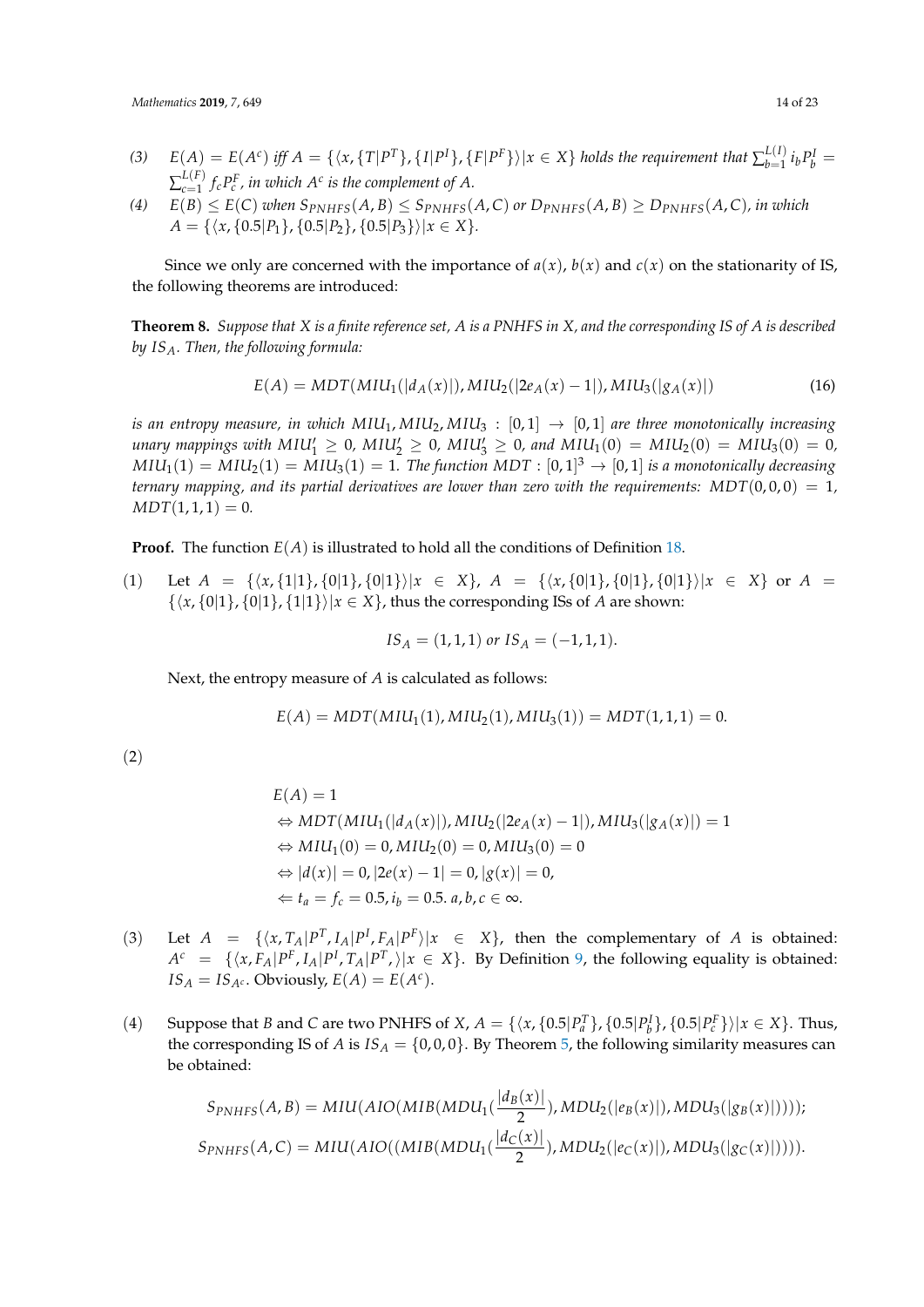*(3)* $E(A) = E(A^c)$ *iff* $A = \{\langle x, \{T|P^T\}, \{I|P^I\}, \{F|P^F\}\rangle | x \in X\}$ *holds the requirement that* $\sum_{b=1}^{L(I)} i_b P_b^I = \sum_{c=1}^{L(F)} f_c P_c^F$*, in which* $A^c$ *is the complement of A.*

*(4)* $E(B) \leq E(C)$ *when* $S_{PNHFS}(A,B) \leq S_{PNHFS}(A,C)$ *or* $D_{PNHFS}(A,B) \geq D_{PNHFS}(A,C)$*, in which* $A = \{\langle x, \{0.5|P_1\}, \{0.5|P_2\}, \{0.5|P_3\}\rangle | x \in X\}$.

Since we only are concerned with the importance of $a(x)$, $b(x)$ and $c(x)$ on the stationarity of IS, the following theorems are introduced:

**Theorem 8.** *Suppose that X is a finite reference set, A is a PNHFS in X, and the corresponding IS of A is described by* $IS_A$*. Then, the following formula:*

$$E(A) = MDT(MIU_1(|d_A(x)|), MIU_2(|2e_A(x) - 1|), MIU_3(|g_A(x)|) \tag{16}$$

*is an entropy measure, in which* $MIU_1, MIU_2, MIU_3 : [0,1] \to [0,1]$ *are three monotonically increasing unary mappings with* $MIU_1' \geq 0$*,* $MIU_2' \geq 0$*,* $MIU_3' \geq 0$*, and* $MIU_1(0) = MIU_2(0) = MIU_3(0) = 0$*,* $MIU_1(1) = MIU_2(1) = MIU_3(1) = 1$*. The function* $MDT : [0,1]^3 \to [0,1]$ *is a monotonically decreasing ternary mapping, and its partial derivatives are lower than zero with the requirements:* $MDT(0,0,0) = 1$*,* $MDT(1,1,1) = 0$*.*

**Proof.** The function $E(A)$ is illustrated to hold all the conditions of Definition 18.

(1) Let $A = \{\langle x, \{1|1\}, \{0|1\}, \{0|1\}\rangle | x \in X\}$, $A = \{\langle x, \{0|1\}, \{0|1\}, \{0|1\}\rangle | x \in X\}$ or $A = \{\langle x, \{0|1\}, \{0|1\}, \{1|1\}\rangle | x \in X\}$, thus the corresponding ISs of $A$ are shown:

$$IS_A = (1,1,1) \text{ or } IS_A = (-1,1,1).$$

Next, the entropy measure of $A$ is calculated as follows:

$$E(A) = MDT(MIU_1(1), MIU_2(1), MIU_3(1)) = MDT(1,1,1) = 0.$$

(2)

$$\begin{aligned}
&E(A) = 1 \\
&\Leftrightarrow MDT(MIU_1(|d_A(x)|), MIU_2(|2e_A(x) - 1|), MIU_3(|g_A(x)|) = 1 \\
&\Leftrightarrow MIU_1(0) = 0, MIU_2(0) = 0, MIU_3(0) = 0 \\
&\Leftrightarrow |d(x)| = 0, |2e(x) - 1| = 0, |g(x)| = 0, \\
&\Leftarrow t_a = f_c = 0.5, i_b = 0.5.\ a, b, c \in \infty.
\end{aligned}$$

(3) Let $A = \{\langle x, T_A|P^T, I_A|P^I, F_A|P^F\rangle | x \in X\}$, then the complementary of $A$ is obtained: $A^c = \{\langle x, F_A|P^F, I_A|P^I, T_A|P^T, \rangle | x \in X\}$. By Definition 9, the following equality is obtained: $IS_A = IS_{A^c}$. Obviously, $E(A) = E(A^c)$.

(4) Suppose that $B$ and $C$ are two PNHFS of $X$, $A = \{\langle x, \{0.5|P_a^T\}, \{0.5|P_b^I\}, \{0.5|P_c^F\}\rangle | x \in X\}$. Thus, the corresponding IS of $A$ is $IS_A = \{0,0,0\}$. By Theorem 5, the following similarity measures can be obtained:

$$S_{PNHFS}(A,B) = MIU(AIO(MIB(MDU_1(\frac{|d_B(x)|}{2}), MDU_2(|e_B(x)|), MDU_3(|g_B(x)|))));$$
$$S_{PNHFS}(A,C) = MIU(AIO((MIB(MDU_1(\frac{|d_C(x)|}{2}), MDU_2(|e_C(x)|), MDU_3(|g_C(x)|)))).$$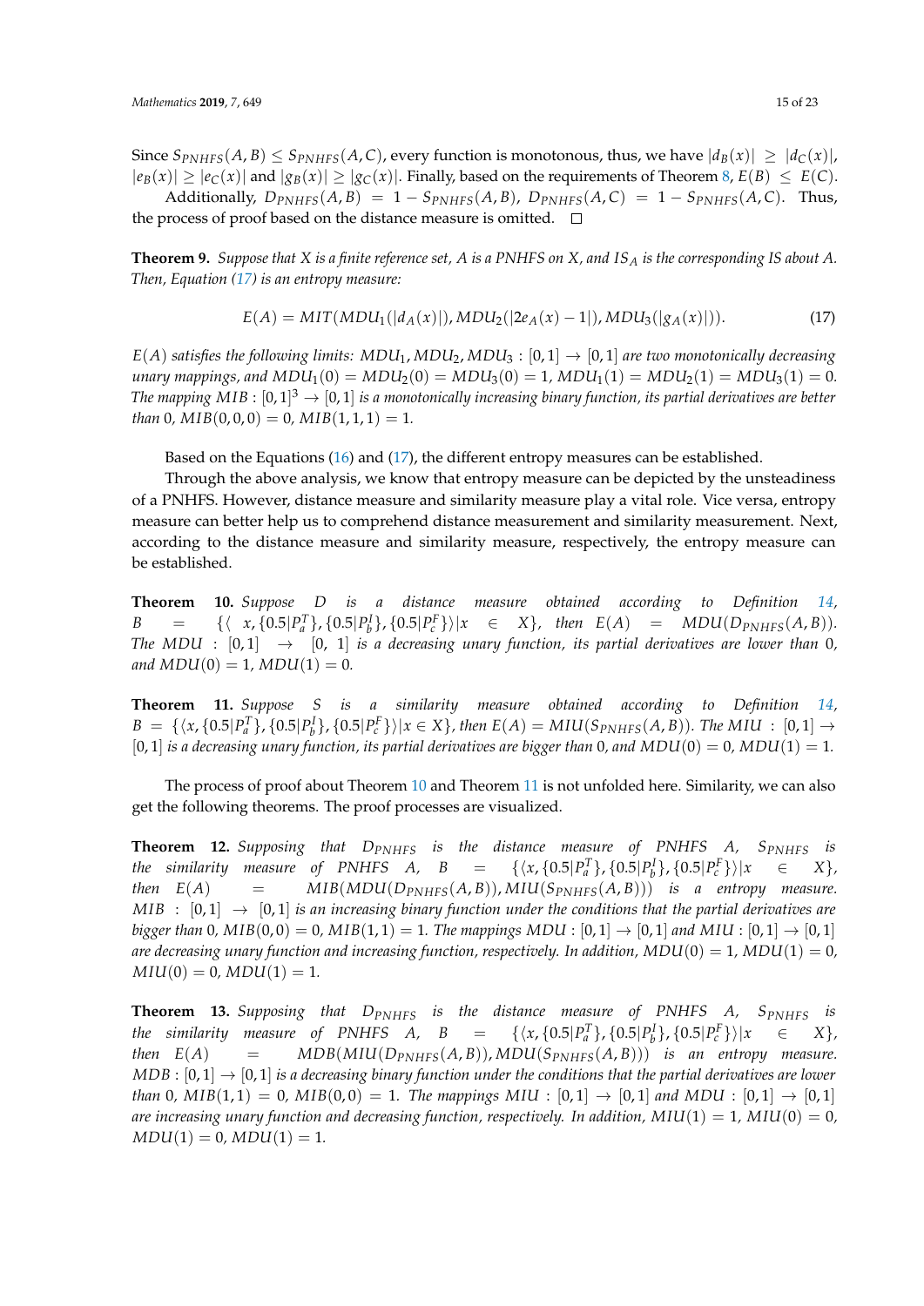Since $S_{PNHFS}(A,B) \leq S_{PNHFS}(A,C)$, every function is monotonous, thus, we have $|d_B(x)| \geq |d_C(x)|$, $|e_B(x)| \geq |e_C(x)|$ and $|g_B(x)| \geq |g_C(x)|$. Finally, based on the requirements of Theorem 8, $E(B) \leq E(C)$.

Additionally, $D_{PNHFS}(A,B) = 1 - S_{PNHFS}(A,B)$, $D_{PNHFS}(A,C) = 1 - S_{PNHFS}(A,C)$. Thus, the process of proof based on the distance measure is omitted. □

**Theorem 9.** *Suppose that $X$ is a finite reference set, $A$ is a PNHFS on $X$, and $IS_A$ is the corresponding IS about $A$. Then, Equation (17) is an entropy measure:*

$$E(A) = MIT(MDU_1(|d_A(x)|), MDU_2(|2e_A(x) - 1|), MDU_3(|g_A(x)|)). \tag{17}$$

*$E(A)$ satisfies the following limits: $MDU_1, MDU_2, MDU_3 : [0,1] \to [0,1]$ are two monotonically decreasing unary mappings, and $MDU_1(0) = MDU_2(0) = MDU_3(0) = 1$, $MDU_1(1) = MDU_2(1) = MDU_3(1) = 0$. The mapping $MIB : [0,1]^3 \to [0,1]$ is a monotonically increasing binary function, its partial derivatives are better than 0, $MIB(0,0,0) = 0$, $MIB(1,1,1) = 1$.*

Based on the Equations (16) and (17), the different entropy measures can be established.

Through the above analysis, we know that entropy measure can be depicted by the unsteadiness of a PNHFS. However, distance measure and similarity measure play a vital role. Vice versa, entropy measure can better help us to comprehend distance measurement and similarity measurement. Next, according to the distance measure and similarity measure, respectively, the entropy measure can be established.

**Theorem 10.** *Suppose $D$ is a distance measure obtained according to Definition 14, $B = \{\langle x, \{0.5|P_a^T\}, \{0.5|P_b^I\}, \{0.5|P_c^F\}\rangle | x \in X\}$, then $E(A) = MDU(D_{PNHFS}(A,B))$. The $MDU : [0,1] \to [0, 1]$ is a decreasing unary function, its partial derivatives are lower than 0, and $MDU(0) = 1$, $MDU(1) = 0$.*

**Theorem 11.** *Suppose $S$ is a similarity measure obtained according to Definition 14, $B = \{\langle x, \{0.5|P_a^T\}, \{0.5|P_b^I\}, \{0.5|P_c^F\}\rangle | x \in X\}$, then $E(A) = MIU(S_{PNHFS}(A,B))$. The $MIU : [0,1] \to [0,1]$ is a decreasing unary function, its partial derivatives are bigger than 0, and $MDU(0) = 0$, $MDU(1) = 1$.*

The process of proof about Theorem 10 and Theorem 11 is not unfolded here. Similarity, we can also get the following theorems. The proof processes are visualized.

**Theorem 12.** *Supposing that $D_{PNHFS}$ is the distance measure of PNHFS $A$, $S_{PNHFS}$ is the similarity measure of PNHFS $A$, $B = \{\langle x, \{0.5|P_a^T\}, \{0.5|P_b^I\}, \{0.5|P_c^F\}\rangle | x \in X\}$, then $E(A) = MIB(MDU(D_{PNHFS}(A,B)), MIU(S_{PNHFS}(A,B)))$ is a entropy measure. $MIB : [0,1] \to [0,1]$ is an increasing binary function under the conditions that the partial derivatives are bigger than 0, $MIB(0,0) = 0$, $MIB(1,1) = 1$. The mappings $MDU : [0,1] \to [0,1]$ and $MIU : [0,1] \to [0,1]$ are decreasing unary function and increasing function, respectively. In addition, $MDU(0) = 1$, $MDU(1) = 0$, $MIU(0) = 0$, $MDU(1) = 1$.*

**Theorem 13.** *Supposing that $D_{PNHFS}$ is the distance measure of PNHFS $A$, $S_{PNHFS}$ is the similarity measure of PNHFS $A$, $B = \{\langle x, \{0.5|P_a^T\}, \{0.5|P_b^I\}, \{0.5|P_c^F\}\rangle | x \in X\}$, then $E(A) = MDB(MIU(D_{PNHFS}(A,B)), MDU(S_{PNHFS}(A,B)))$ is an entropy measure. $MDB : [0,1] \to [0,1]$ is a decreasing binary function under the conditions that the partial derivatives are lower than 0, $MIB(1,1) = 0$, $MIB(0,0) = 1$. The mappings $MIU : [0,1] \to [0,1]$ and $MDU : [0,1] \to [0,1]$ are increasing unary function and decreasing function, respectively. In addition, $MIU(1) = 1$, $MIU(0) = 0$, $MDU(1) = 0$, $MDU(1) = 1$.*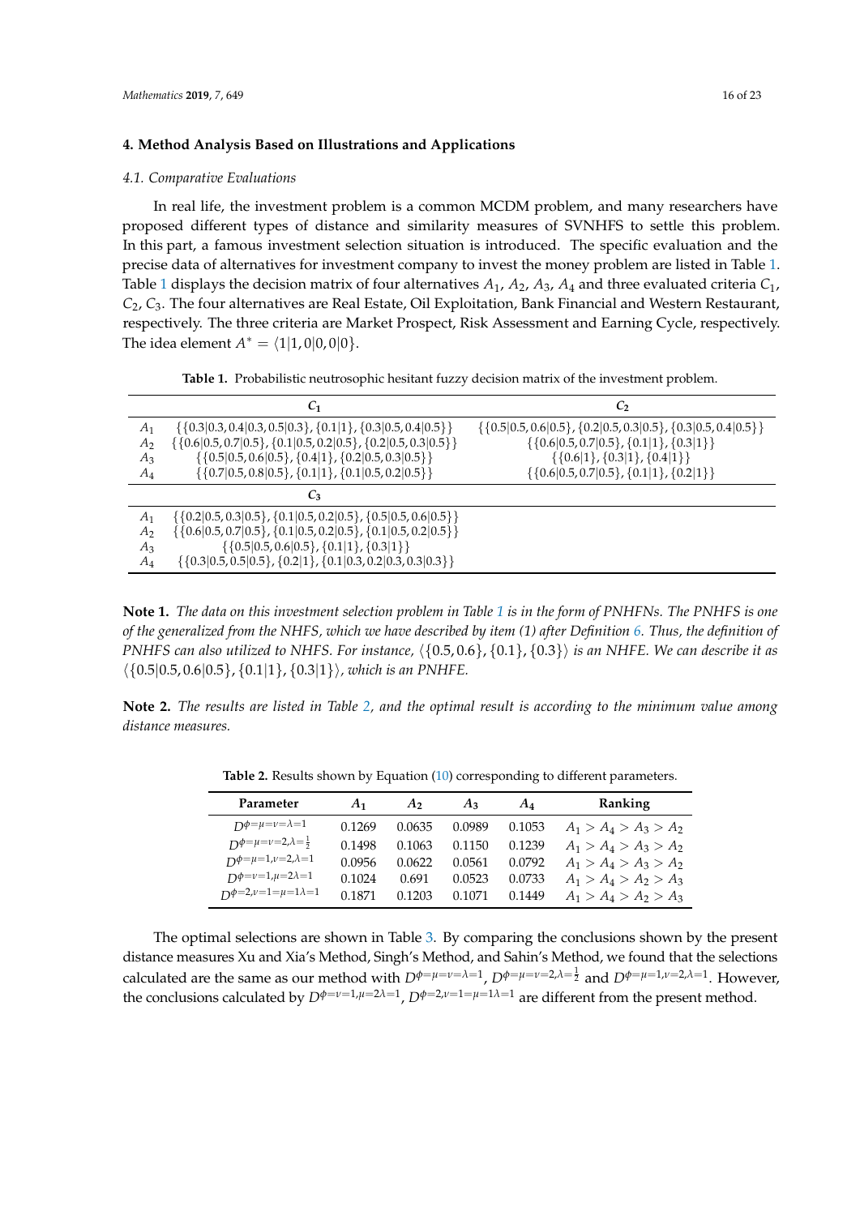## 4. Method Analysis Based on Illustrations and Applications

### 4.1. Comparative Evaluations

In real life, the investment problem is a common MCDM problem, and many researchers have proposed different types of distance and similarity measures of SVNHFS to settle this problem. In this part, a famous investment selection situation is introduced. The specific evaluation and the precise data of alternatives for investment company to invest the money problem are listed in Table 1. Table 1 displays the decision matrix of four alternatives $A_1$, $A_2$, $A_3$, $A_4$ and three evaluated criteria $C_1$, $C_2$, $C_3$. The four alternatives are Real Estate, Oil Exploitation, Bank Financial and Western Restaurant, respectively. The three criteria are Market Prospect, Risk Assessment and Earning Cycle, respectively. The idea element $A^* = \langle 1|1, 0|0, 0|0 \rangle$.

**Table 1.** Probabilistic neutrosophic hesitant fuzzy decision matrix of the investment problem.

| | $C_1$ | $C_2$ |
|---|---|---|
| $A_1$ | $\{\{0.3\|0.3, 0.4\|0.3, 0.5\|0.3\}, \{0.1\|1\}, \{0.3\|0.5, 0.4\|0.5\}\}$ | $\{\{0.5\|0.5, 0.6\|0.5\}, \{0.2\|0.5, 0.3\|0.5\}, \{0.3\|0.5, 0.4\|0.5\}\}$ |
| $A_2$ | $\{\{0.6\|0.5, 0.7\|0.5\}, \{0.1\|0.5, 0.2\|0.5\}, \{0.2\|0.5, 0.3\|0.5\}\}$ | $\{\{0.6\|0.5, 0.7\|0.5\}, \{0.1\|1\}, \{0.3\|1\}\}$ |
| $A_3$ | $\{\{0.5\|0.5, 0.6\|0.5\}, \{0.4\|1\}, \{0.2\|0.5, 0.3\|0.5\}\}$ | $\{\{0.6\|1\}, \{0.3\|1\}, \{0.4\|1\}\}$ |
| $A_4$ | $\{\{0.7\|0.5, 0.8\|0.5\}, \{0.1\|1\}, \{0.1\|0.5, 0.2\|0.5\}\}$ | $\{\{0.6\|0.5, 0.7\|0.5\}, \{0.1\|1\}, \{0.2\|1\}\}$ |
| | $C_3$ | |
| $A_1$ | $\{\{0.2\|0.5, 0.3\|0.5\}, \{0.1\|0.5, 0.2\|0.5\}, \{0.5\|0.5, 0.6\|0.5\}\}$ | |
| $A_2$ | $\{\{0.6\|0.5, 0.7\|0.5\}, \{0.1\|0.5, 0.2\|0.5\}, \{0.1\|0.5, 0.2\|0.5\}\}$ | |
| $A_3$ | $\{\{0.5\|0.5, 0.6\|0.5\}, \{0.1\|1\}, \{0.3\|1\}\}$ | |
| $A_4$ | $\{\{0.3\|0.5, 0.5\|0.5\}, \{0.2\|1\}, \{0.1\|0.3, 0.2\|0.3, 0.3\|0.3\}\}$ | |

**Note 1.** *The data on this investment selection problem in Table 1 is in the form of PNHFNs. The PNHFS is one of the generalized from the NHFS, which we have described by item (1) after Definition 6. Thus, the definition of PNHFS can also utilized to NHFS. For instance,* $\langle \{0.5, 0.6\}, \{0.1\}, \{0.3\} \rangle$ *is an NHFE. We can describe it as* $\langle \{0.5|0.5, 0.6|0.5\}, \{0.1|1\}, \{0.3|1\} \rangle$*, which is an PNHFE.*

**Note 2.** *The results are listed in Table 2, and the optimal result is according to the minimum value among distance measures.*

**Table 2.** Results shown by Equation (10) corresponding to different parameters.

| Parameter | $A_1$ | $A_2$ | $A_3$ | $A_4$ | Ranking |
|---|---|---|---|---|---|
| $D^{\phi=\mu=\nu=\lambda=1}$ | 0.1269 | 0.0635 | 0.0989 | 0.1053 | $A_1 > A_4 > A_3 > A_2$ |
| $D^{\phi=\mu=\nu=2,\lambda=\frac{1}{2}}$ | 0.1498 | 0.1063 | 0.1150 | 0.1239 | $A_1 > A_4 > A_3 > A_2$ |
| $D^{\phi=\mu=1,\nu=2,\lambda=1}$ | 0.0956 | 0.0622 | 0.0561 | 0.0792 | $A_1 > A_4 > A_3 > A_2$ |
| $D^{\phi=\nu=1,\mu=2\lambda=1}$ | 0.1024 | 0.691 | 0.0523 | 0.0733 | $A_1 > A_4 > A_2 > A_3$ |
| $D^{\phi=2,\nu=1=\mu=1\lambda=1}$ | 0.1871 | 0.1203 | 0.1071 | 0.1449 | $A_1 > A_4 > A_2 > A_3$ |

The optimal selections are shown in Table 3. By comparing the conclusions shown by the present distance measures Xu and Xia's Method, Singh's Method, and Sahin's Method, we found that the selections calculated are the same as our method with $D^{\phi=\mu=\nu=\lambda=1}$, $D^{\phi=\mu=\nu=2,\lambda=\frac{1}{2}}$ and $D^{\phi=\mu=1,\nu=2,\lambda=1}$. However, the conclusions calculated by $D^{\phi=\nu=1,\mu=2\lambda=1}$, $D^{\phi=2,\nu=1=\mu=1\lambda=1}$ are different from the present method.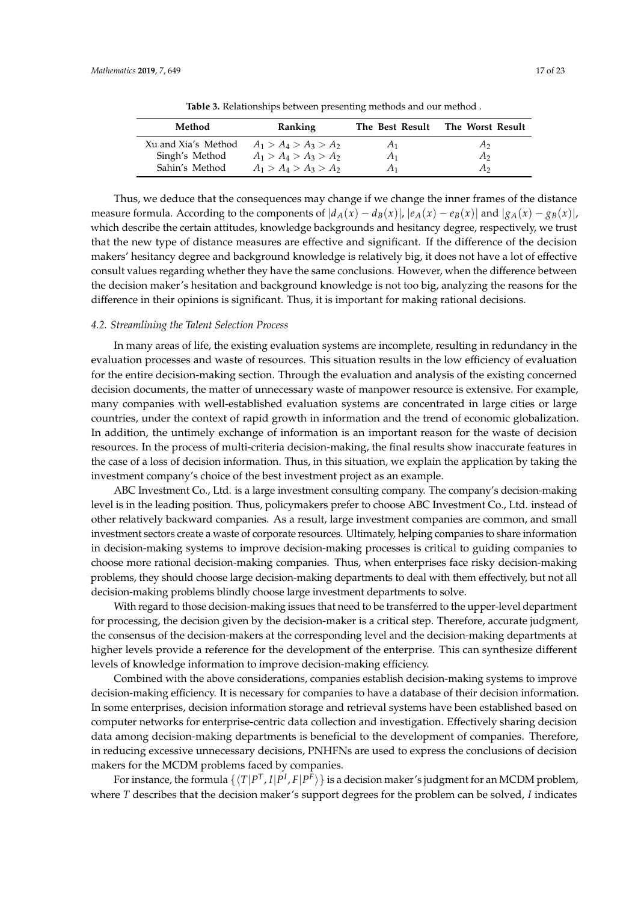**Table 3.** Relationships between presenting methods and our method .

| Method | Ranking | The Best Result | The Worst Result |
|---|---|---|---|
| Xu and Xia's Method | $A_1 > A_4 > A_3 > A_2$ | $A_1$ | $A_2$ |
| Singh's Method | $A_1 > A_4 > A_3 > A_2$ | $A_1$ | $A_2$ |
| Sahin's Method | $A_1 > A_4 > A_3 > A_2$ | $A_1$ | $A_2$ |

Thus, we deduce that the consequences may change if we change the inner frames of the distance measure formula. According to the components of $|d_A(x) - d_B(x)|$, $|e_A(x) - e_B(x)|$ and $|g_A(x) - g_B(x)|$, which describe the certain attitudes, knowledge backgrounds and hesitancy degree, respectively, we trust that the new type of distance measures are effective and significant. If the difference of the decision makers' hesitancy degree and background knowledge is relatively big, it does not have a lot of effective consult values regarding whether they have the same conclusions. However, when the difference between the decision maker's hesitation and background knowledge is not too big, analyzing the reasons for the difference in their opinions is significant. Thus, it is important for making rational decisions.

### 4.2. Streamlining the Talent Selection Process

In many areas of life, the existing evaluation systems are incomplete, resulting in redundancy in the evaluation processes and waste of resources. This situation results in the low efficiency of evaluation for the entire decision-making section. Through the evaluation and analysis of the existing concerned decision documents, the matter of unnecessary waste of manpower resource is extensive. For example, many companies with well-established evaluation systems are concentrated in large cities or large countries, under the context of rapid growth in information and the trend of economic globalization. In addition, the untimely exchange of information is an important reason for the waste of decision resources. In the process of multi-criteria decision-making, the final results show inaccurate features in the case of a loss of decision information. Thus, in this situation, we explain the application by taking the investment company's choice of the best investment project as an example.

ABC Investment Co., Ltd. is a large investment consulting company. The company's decision-making level is in the leading position. Thus, policymakers prefer to choose ABC Investment Co., Ltd. instead of other relatively backward companies. As a result, large investment companies are common, and small investment sectors create a waste of corporate resources. Ultimately, helping companies to share information in decision-making systems to improve decision-making processes is critical to guiding companies to choose more rational decision-making companies. Thus, when enterprises face risky decision-making problems, they should choose large decision-making departments to deal with them effectively, but not all decision-making problems blindly choose large investment departments to solve.

With regard to those decision-making issues that need to be transferred to the upper-level department for processing, the decision given by the decision-maker is a critical step. Therefore, accurate judgment, the consensus of the decision-makers at the corresponding level and the decision-making departments at higher levels provide a reference for the development of the enterprise. This can synthesize different levels of knowledge information to improve decision-making efficiency.

Combined with the above considerations, companies establish decision-making systems to improve decision-making efficiency. It is necessary for companies to have a database of their decision information. In some enterprises, decision information storage and retrieval systems have been established based on computer networks for enterprise-centric data collection and investigation. Effectively sharing decision data among decision-making departments is beneficial to the development of companies. Therefore, in reducing excessive unnecessary decisions, PNHFNs are used to express the conclusions of decision makers for the MCDM problems faced by companies.

For instance, the formula $\{\langle T|P^T, I|P^I, F|P^F\rangle\}$ is a decision maker's judgment for an MCDM problem, where $T$ describes that the decision maker's support degrees for the problem can be solved, $I$ indicates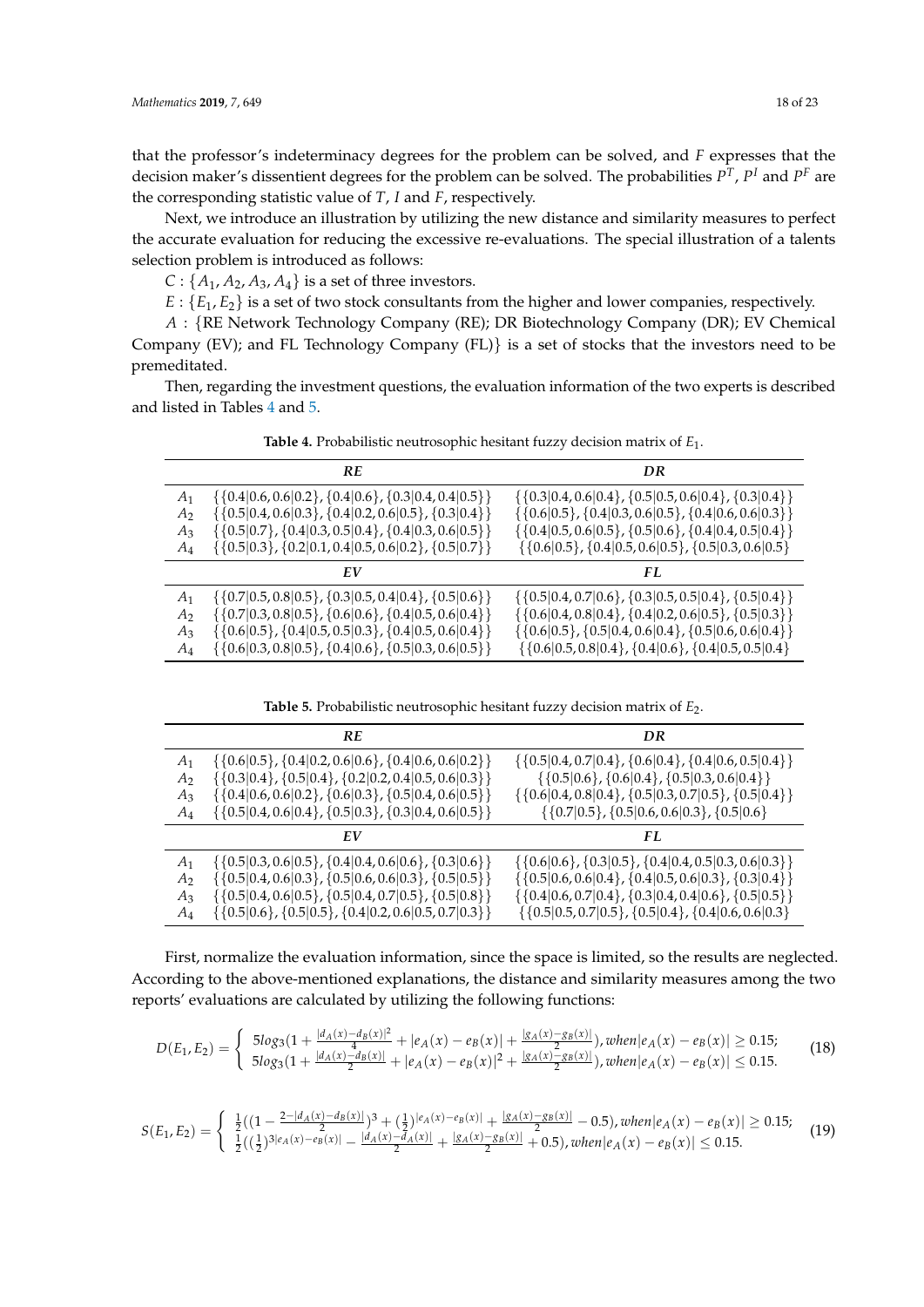that the professor's indeterminacy degrees for the problem can be solved, and $F$ expresses that the decision maker's dissentient degrees for the problem can be solved. The probabilities $P^T$, $P^I$ and $P^F$ are the corresponding statistic value of $T$, $I$ and $F$, respectively.

Next, we introduce an illustration by utilizing the new distance and similarity measures to perfect the accurate evaluation for reducing the excessive re-evaluations. The special illustration of a talents selection problem is introduced as follows:

$C : \{A_1, A_2, A_3, A_4\}$ is a set of three investors.

$E : \{E_1, E_2\}$ is a set of two stock consultants from the higher and lower companies, respectively.

$A$ : {RE Network Technology Company (RE); DR Biotechnology Company (DR); EV Chemical Company (EV); and FL Technology Company (FL)} is a set of stocks that the investors need to be premeditated.

Then, regarding the investment questions, the evaluation information of the two experts is described and listed in Tables 4 and 5.

**Table 4.** Probabilistic neutrosophic hesitant fuzzy decision matrix of $E_1$.

| | *RE* | *DR* |
|---|---|---|
| $A_1$ | $\{\{0.4\|0.6, 0.6\|0.2\}, \{0.4\|0.6\}, \{0.3\|0.4, 0.4\|0.5\}\}$ | $\{\{0.3\|0.4, 0.6\|0.4\}, \{0.5\|0.5, 0.6\|0.4\}, \{0.3\|0.4\}\}$ |
| $A_2$ | $\{\{0.5\|0.4, 0.6\|0.3\}, \{0.4\|0.2, 0.6\|0.5\}, \{0.3\|0.4\}\}$ | $\{\{0.6\|0.5\}, \{0.4\|0.3, 0.6\|0.5\}, \{0.4\|0.6, 0.6\|0.3\}\}$ |
| $A_3$ | $\{\{0.5\|0.7\}, \{0.4\|0.3, 0.5\|0.4\}, \{0.4\|0.3, 0.6\|0.5\}\}$ | $\{\{0.4\|0.5, 0.6\|0.5\}, \{0.5\|0.6\}, \{0.4\|0.4, 0.5\|0.4\}\}$ |
| $A_4$ | $\{\{0.5\|0.3\}, \{0.2\|0.1, 0.4\|0.5, 0.6\|0.2\}, \{0.5\|0.7\}\}$ | $\{\{0.6\|0.5\}, \{0.4\|0.5, 0.6\|0.5\}, \{0.5\|0.3, 0.6\|0.5\}$ |
| | *EV* | *FL* |
| $A_1$ | $\{\{0.7\|0.5, 0.8\|0.5\}, \{0.3\|0.5, 0.4\|0.4\}, \{0.5\|0.6\}\}$ | $\{\{0.5\|0.4, 0.7\|0.6\}, \{0.3\|0.5, 0.5\|0.4\}, \{0.5\|0.4\}\}$ |
| $A_2$ | $\{\{0.7\|0.3, 0.8\|0.5\}, \{0.6\|0.6\}, \{0.4\|0.5, 0.6\|0.4\}\}$ | $\{\{0.6\|0.4, 0.8\|0.4\}, \{0.4\|0.2, 0.6\|0.5\}, \{0.5\|0.3\}\}$ |
| $A_3$ | $\{\{0.6\|0.5\}, \{0.4\|0.5, 0.5\|0.3\}, \{0.4\|0.5, 0.6\|0.4\}\}$ | $\{\{0.6\|0.5\}, \{0.5\|0.4, 0.6\|0.4\}, \{0.5\|0.6, 0.6\|0.4\}\}$ |
| $A_4$ | $\{\{0.6\|0.3, 0.8\|0.5\}, \{0.4\|0.6\}, \{0.5\|0.3, 0.6\|0.5\}\}$ | $\{\{0.6\|0.5, 0.8\|0.4\}, \{0.4\|0.6\}, \{0.4\|0.5, 0.5\|0.4\}$ |

**Table 5.** Probabilistic neutrosophic hesitant fuzzy decision matrix of $E_2$.

| | *RE* | *DR* |
|---|---|---|
| $A_1$ | $\{\{0.6\|0.5\}, \{0.4\|0.2, 0.6\|0.6\}, \{0.4\|0.6, 0.6\|0.2\}\}$ | $\{\{0.5\|0.4, 0.7\|0.4\}, \{0.6\|0.4\}, \{0.4\|0.6, 0.5\|0.4\}\}$ |
| $A_2$ | $\{\{0.3\|0.4\}, \{0.5\|0.4\}, \{0.2\|0.2, 0.4\|0.5, 0.6\|0.3\}\}$ | $\{\{0.5\|0.6\}, \{0.6\|0.4\}, \{0.5\|0.3, 0.6\|0.4\}\}$ |
| $A_3$ | $\{\{0.4\|0.6, 0.6\|0.2\}, \{0.6\|0.3\}, \{0.5\|0.4, 0.6\|0.5\}\}$ | $\{\{0.6\|0.4, 0.8\|0.4\}, \{0.5\|0.3, 0.7\|0.5\}, \{0.5\|0.4\}\}$ |
| $A_4$ | $\{\{0.5\|0.4, 0.6\|0.4\}, \{0.5\|0.3\}, \{0.3\|0.4, 0.6\|0.5\}\}$ | $\{\{0.7\|0.5\}, \{0.5\|0.6, 0.6\|0.3\}, \{0.5\|0.6\}$ |
| | *EV* | *FL* |
| $A_1$ | $\{\{0.5\|0.3, 0.6\|0.5\}, \{0.4\|0.4, 0.6\|0.6\}, \{0.3\|0.6\}\}$ | $\{\{0.6\|0.6\}, \{0.3\|0.5\}, \{0.4\|0.4, 0.5\|0.3, 0.6\|0.3\}\}$ |
| $A_2$ | $\{\{0.5\|0.4, 0.6\|0.3\}, \{0.5\|0.6, 0.6\|0.3\}, \{0.5\|0.5\}\}$ | $\{\{0.5\|0.6, 0.6\|0.4\}, \{0.4\|0.5, 0.6\|0.3\}, \{0.3\|0.4\}\}$ |
| $A_3$ | $\{\{0.5\|0.4, 0.6\|0.5\}, \{0.5\|0.4, 0.7\|0.5\}, \{0.5\|0.8\}\}$ | $\{\{0.4\|0.6, 0.7\|0.4\}, \{0.3\|0.4, 0.4\|0.6\}, \{0.5\|0.5\}\}$ |
| $A_4$ | $\{\{0.5\|0.6\}, \{0.5\|0.5\}, \{0.4\|0.2, 0.6\|0.5, 0.7\|0.3\}\}$ | $\{\{0.5\|0.5, 0.7\|0.5\}, \{0.5\|0.4\}, \{0.4\|0.6, 0.6\|0.3\}\}$ |

First, normalize the evaluation information, since the space is limited, so the results are neglected. According to the above-mentioned explanations, the distance and similarity measures among the two reports' evaluations are calculated by utilizing the following functions:

$$D(E_1, E_2) = \begin{cases} 5log_3(1 + \frac{|d_A(x) - d_B(x)|^2}{4} + |e_A(x) - e_B(x)| + \frac{|g_A(x) - g_B(x)|}{2}), when |e_A(x) - e_B(x)| \geq 0.15; \\ 5log_3(1 + \frac{|d_A(x) - d_B(x)|}{2} + |e_A(x) - e_B(x)|^2 + \frac{|g_A(x) - g_B(x)|}{2}), when |e_A(x) - e_B(x)| \leq 0.15. \end{cases} \tag{18}$$

$$S(E_1, E_2) = \begin{cases} \frac{1}{2}((1 - \frac{2 - |d_A(x) - d_B(x)|}{2})^3 + (\frac{1}{2})^{|e_A(x) - e_B(x)|} + \frac{|g_A(x) - g_B(x)|}{2} - 0.5), when |e_A(x) - e_B(x)| \geq 0.15; \\ \frac{1}{2}((\frac{1}{2})^{3|e_A(x) - e_B(x)|} - \frac{|d_A(x) - d_A(x)|}{2} + \frac{|g_A(x) - g_B(x)|}{2} + 0.5), when |e_A(x) - e_B(x)| \leq 0.15. \end{cases} \tag{19}$$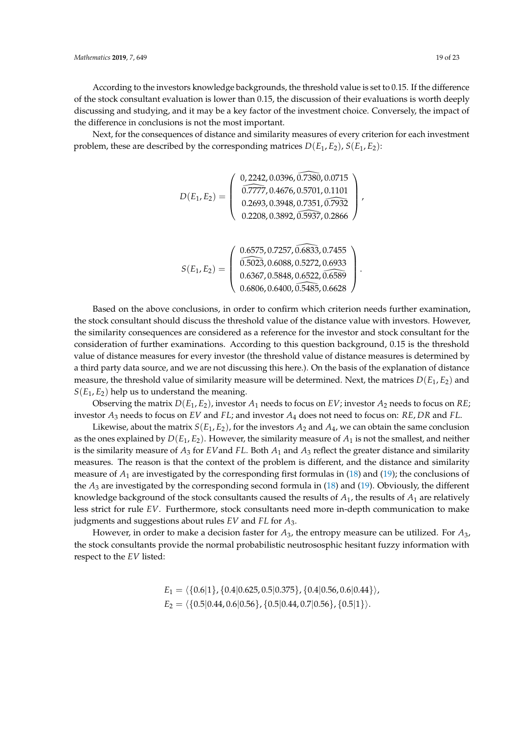According to the investors knowledge backgrounds, the threshold value is set to 0.15. If the difference of the stock consultant evaluation is lower than 0.15, the discussion of their evaluations is worth deeply discussing and studying, and it may be a key factor of the investment choice. Conversely, the impact of the difference in conclusions is not the most important.

Next, for the consequences of distance and similarity measures of every criterion for each investment problem, these are described by the corresponding matrices $D(E_1, E_2)$, $S(E_1, E_2)$:

$$D(E_1, E_2) = \begin{pmatrix} 0,2242, 0.0396, \widehat{0.7380}, 0.0715 \\ \widehat{0.7777}, 0.4676, 0.5701, 0.1101 \\ 0.2693, 0.3948, 0.7351, \widehat{0.7932} \\ 0.2208, 0.3892, \widehat{0.5937}, 0.2866 \end{pmatrix},$$

$$S(E_1, E_2) = \begin{pmatrix} 0.6575, 0.7257, \widehat{0.6833}, 0.7455 \\ \widehat{0.5023}, 0.6088, 0.5272, 0.6933 \\ 0.6367, 0.5848, 0.6522, \widehat{0.6589} \\ 0.6806, 0.6400, \widehat{0.5485}, 0.6628 \end{pmatrix}.$$

Based on the above conclusions, in order to confirm which criterion needs further examination, the stock consultant should discuss the threshold value of the distance value with investors. However, the similarity consequences are considered as a reference for the investor and stock consultant for the consideration of further examinations. According to this question background, 0.15 is the threshold value of distance measures for every investor (the threshold value of distance measures is determined by a third party data source, and we are not discussing this here.). On the basis of the explanation of distance measure, the threshold value of similarity measure will be determined. Next, the matrices $D(E_1, E_2)$ and $S(E_1, E_2)$ help us to understand the meaning.

Observing the matrix $D(E_1, E_2)$, investor $A_1$ needs to focus on $EV$; investor $A_2$ needs to focus on $RE$; investor $A_3$ needs to focus on $EV$ and $FL$; and investor $A_4$ does not need to focus on: $RE$, $DR$ and $FL$.

Likewise, about the matrix $S(E_1, E_2)$, for the investors $A_2$ and $A_4$, we can obtain the same conclusion as the ones explained by $D(E_1, E_2)$. However, the similarity measure of $A_1$ is not the smallest, and neither is the similarity measure of $A_3$ for $EV$and $FL$. Both $A_1$ and $A_3$ reflect the greater distance and similarity measures. The reason is that the context of the problem is different, and the distance and similarity measure of $A_1$ are investigated by the corresponding first formulas in (18) and (19); the conclusions of the $A_3$ are investigated by the corresponding second formula in (18) and (19). Obviously, the different knowledge background of the stock consultants caused the results of $A_1$, the results of $A_1$ are relatively less strict for rule $EV$. Furthermore, stock consultants need more in-depth communication to make judgments and suggestions about rules $EV$ and $FL$ for $A_3$.

However, in order to make a decision faster for $A_3$, the entropy measure can be utilized. For $A_3$, the stock consultants provide the normal probabilistic neutrososphic hesitant fuzzy information with respect to the $EV$ listed:

$$E_1 = \langle \{0.6|1\}, \{0.4|0.625, 0.5|0.375\}, \{0.4|0.56, 0.6|0.44\} \rangle,$$
$$E_2 = \langle \{0.5|0.44, 0.6|0.56\}, \{0.5|0.44, 0.7|0.56\}, \{0.5|1\} \rangle.$$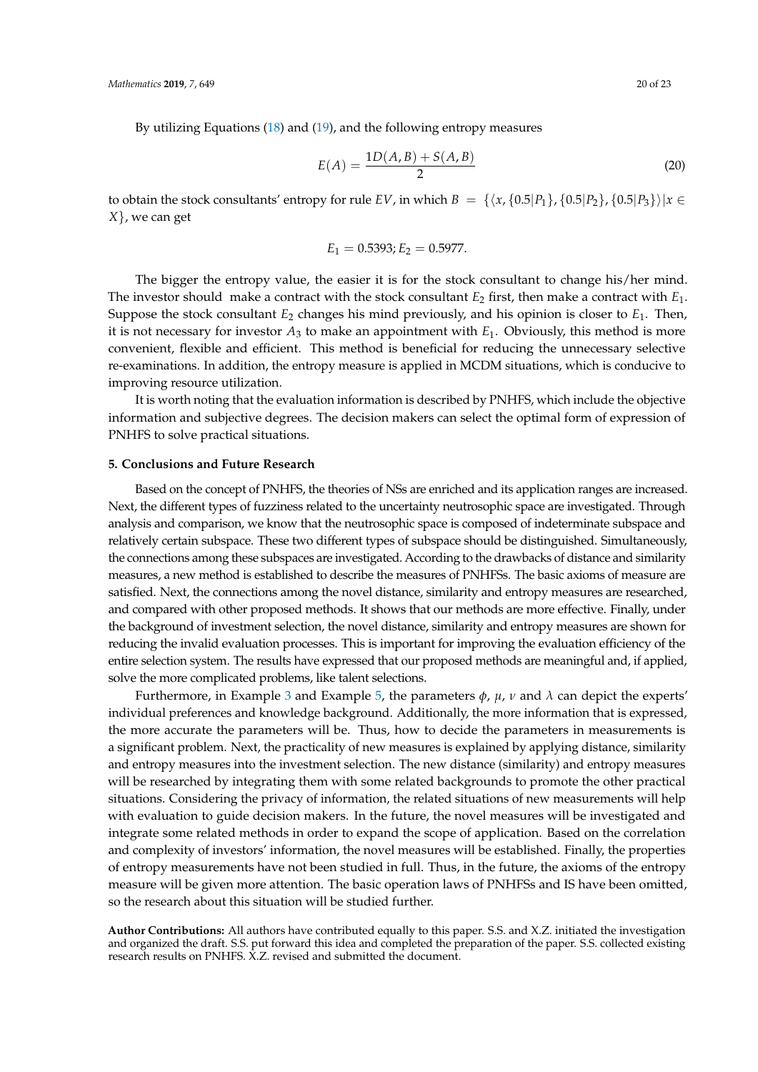By utilizing Equations (18) and (19), and the following entropy measures

$$E(A) = \frac{1D(A,B) + S(A,B)}{2} \tag{20}$$

to obtain the stock consultants' entropy for rule $EV$, in which $B = \{\langle x, \{0.5|P_1\}, \{0.5|P_2\}, \{0.5|P_3\}\rangle | x \in X\}$, we can get

$$E_1 = 0.5393; E_2 = 0.5977.$$

The bigger the entropy value, the easier it is for the stock consultant to change his/her mind. The investor should make a contract with the stock consultant $E_2$ first, then make a contract with $E_1$. Suppose the stock consultant $E_2$ changes his mind previously, and his opinion is closer to $E_1$. Then, it is not necessary for investor $A_3$ to make an appointment with $E_1$. Obviously, this method is more convenient, flexible and efficient. This method is beneficial for reducing the unnecessary selective re-examinations. In addition, the entropy measure is applied in MCDM situations, which is conducive to improving resource utilization.

It is worth noting that the evaluation information is described by PNHFS, which include the objective information and subjective degrees. The decision makers can select the optimal form of expression of PNHFS to solve practical situations.

## 5. Conclusions and Future Research

Based on the concept of PNHFS, the theories of NSs are enriched and its application ranges are increased. Next, the different types of fuzziness related to the uncertainty neutrosophic space are investigated. Through analysis and comparison, we know that the neutrosophic space is composed of indeterminate subspace and relatively certain subspace. These two different types of subspace should be distinguished. Simultaneously, the connections among these subspaces are investigated. According to the drawbacks of distance and similarity measures, a new method is established to describe the measures of PNHFSs. The basic axioms of measure are satisfied. Next, the connections among the novel distance, similarity and entropy measures are researched, and compared with other proposed methods. It shows that our methods are more effective. Finally, under the background of investment selection, the novel distance, similarity and entropy measures are shown for reducing the invalid evaluation processes. This is important for improving the evaluation efficiency of the entire selection system. The results have expressed that our proposed methods are meaningful and, if applied, solve the more complicated problems, like talent selections.

Furthermore, in Example 3 and Example 5, the parameters $\phi$, $\mu$, $\nu$ and $\lambda$ can depict the experts' individual preferences and knowledge background. Additionally, the more information that is expressed, the more accurate the parameters will be. Thus, how to decide the parameters in measurements is a significant problem. Next, the practicality of new measures is explained by applying distance, similarity and entropy measures into the investment selection. The new distance (similarity) and entropy measures will be researched by integrating them with some related backgrounds to promote the other practical situations. Considering the privacy of information, the related situations of new measurements will help with evaluation to guide decision makers. In the future, the novel measures will be investigated and integrate some related methods in order to expand the scope of application. Based on the correlation and complexity of investors' information, the novel measures will be established. Finally, the properties of entropy measurements have not been studied in full. Thus, in the future, the axioms of the entropy measure will be given more attention. The basic operation laws of PNHFSs and IS have been omitted, so the research about this situation will be studied further.

**Author Contributions:** All authors have contributed equally to this paper. S.S. and X.Z. initiated the investigation and organized the draft. S.S. put forward this idea and completed the preparation of the paper. S.S. collected existing research results on PNHFS. X.Z. revised and submitted the document.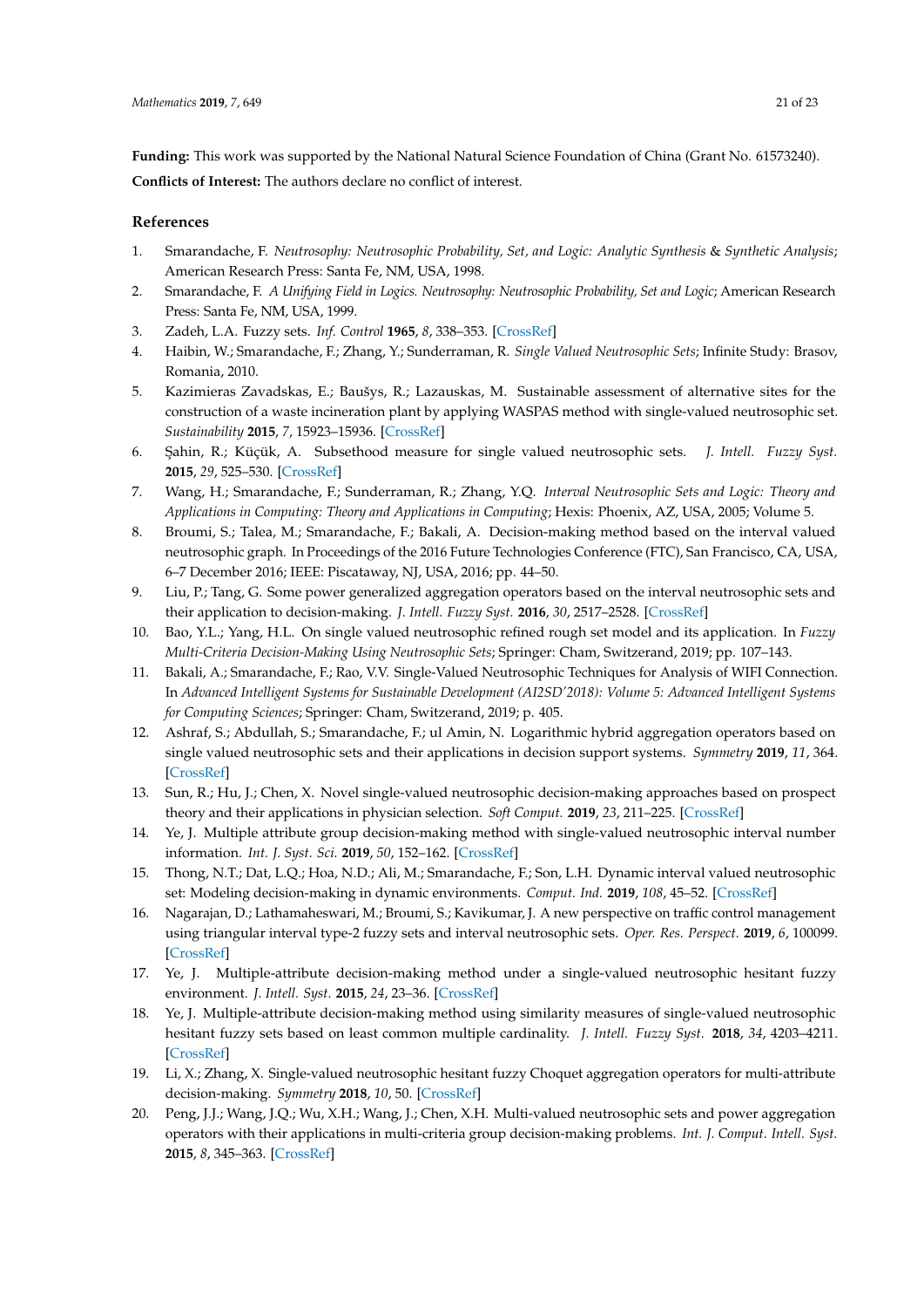**Funding:** This work was supported by the National Natural Science Foundation of China (Grant No. 61573240).

**Conflicts of Interest:** The authors declare no conflict of interest.

## References

1. Smarandache, F. *Neutrosophy: Neutrosophic Probability, Set, and Logic: Analytic Synthesis & Synthetic Analysis*; American Research Press: Santa Fe, NM, USA, 1998.
2. Smarandache, F. *A Unifying Field in Logics. Neutrosophy: Neutrosophic Probability, Set and Logic*; American Research Press: Santa Fe, NM, USA, 1999.
3. Zadeh, L.A. Fuzzy sets. *Inf. Control* **1965**, *8*, 338–353. [CrossRef]
4. Haibin, W.; Smarandache, F.; Zhang, Y.; Sunderraman, R. *Single Valued Neutrosophic Sets*; Infinite Study: Brasov, Romania, 2010.
5. Kazimieras Zavadskas, E.; Baušys, R.; Lazauskas, M. Sustainable assessment of alternative sites for the construction of a waste incineration plant by applying WASPAS method with single-valued neutrosophic set. *Sustainability* **2015**, *7*, 15923–15936. [CrossRef]
6. Şahin, R.; Küçük, A. Subsethood measure for single valued neutrosophic sets. *J. Intell. Fuzzy Syst.* **2015**, *29*, 525–530. [CrossRef]
7. Wang, H.; Smarandache, F.; Sunderraman, R.; Zhang, Y.Q. *Interval Neutrosophic Sets and Logic: Theory and Applications in Computing: Theory and Applications in Computing*; Hexis: Phoenix, AZ, USA, 2005; Volume 5.
8. Broumi, S.; Talea, M.; Smarandache, F.; Bakali, A. Decision-making method based on the interval valued neutrosophic graph. In Proceedings of the 2016 Future Technologies Conference (FTC), San Francisco, CA, USA, 6–7 December 2016; IEEE: Piscataway, NJ, USA, 2016; pp. 44–50.
9. Liu, P.; Tang, G. Some power generalized aggregation operators based on the interval neutrosophic sets and their application to decision-making. *J. Intell. Fuzzy Syst.* **2016**, *30*, 2517–2528. [CrossRef]
10. Bao, Y.L.; Yang, H.L. On single valued neutrosophic refined rough set model and its application. In *Fuzzy Multi-Criteria Decision-Making Using Neutrosophic Sets*; Springer: Cham, Switzerand, 2019; pp. 107–143.
11. Bakali, A.; Smarandache, F.; Rao, V.V. Single-Valued Neutrosophic Techniques for Analysis of WIFI Connection. In *Advanced Intelligent Systems for Sustainable Development (AI2SD'2018): Volume 5: Advanced Intelligent Systems for Computing Sciences*; Springer: Cham, Switzerand, 2019; p. 405.
12. Ashraf, S.; Abdullah, S.; Smarandache, F.; ul Amin, N. Logarithmic hybrid aggregation operators based on single valued neutrosophic sets and their applications in decision support systems. *Symmetry* **2019**, *11*, 364. [CrossRef]
13. Sun, R.; Hu, J.; Chen, X. Novel single-valued neutrosophic decision-making approaches based on prospect theory and their applications in physician selection. *Soft Comput.* **2019**, *23*, 211–225. [CrossRef]
14. Ye, J. Multiple attribute group decision-making method with single-valued neutrosophic interval number information. *Int. J. Syst. Sci.* **2019**, *50*, 152–162. [CrossRef]
15. Thong, N.T.; Dat, L.Q.; Hoa, N.D.; Ali, M.; Smarandache, F.; Son, L.H. Dynamic interval valued neutrosophic set: Modeling decision-making in dynamic environments. *Comput. Ind.* **2019**, *108*, 45–52. [CrossRef]
16. Nagarajan, D.; Lathamaheswari, M.; Broumi, S.; Kavikumar, J. A new perspective on traffic control management using triangular interval type-2 fuzzy sets and interval neutrosophic sets. *Oper. Res. Perspect.* **2019**, *6*, 100099. [CrossRef]
17. Ye, J. Multiple-attribute decision-making method under a single-valued neutrosophic hesitant fuzzy environment. *J. Intell. Syst.* **2015**, *24*, 23–36. [CrossRef]
18. Ye, J. Multiple-attribute decision-making method using similarity measures of single-valued neutrosophic hesitant fuzzy sets based on least common multiple cardinality. *J. Intell. Fuzzy Syst.* **2018**, *34*, 4203–4211. [CrossRef]
19. Li, X.; Zhang, X. Single-valued neutrosophic hesitant fuzzy Choquet aggregation operators for multi-attribute decision-making. *Symmetry* **2018**, *10*, 50. [CrossRef]
20. Peng, J.J.; Wang, J.Q.; Wu, X.H.; Wang, J.; Chen, X.H. Multi-valued neutrosophic sets and power aggregation operators with their applications in multi-criteria group decision-making problems. *Int. J. Comput. Intell. Syst.* **2015**, *8*, 345–363. [CrossRef]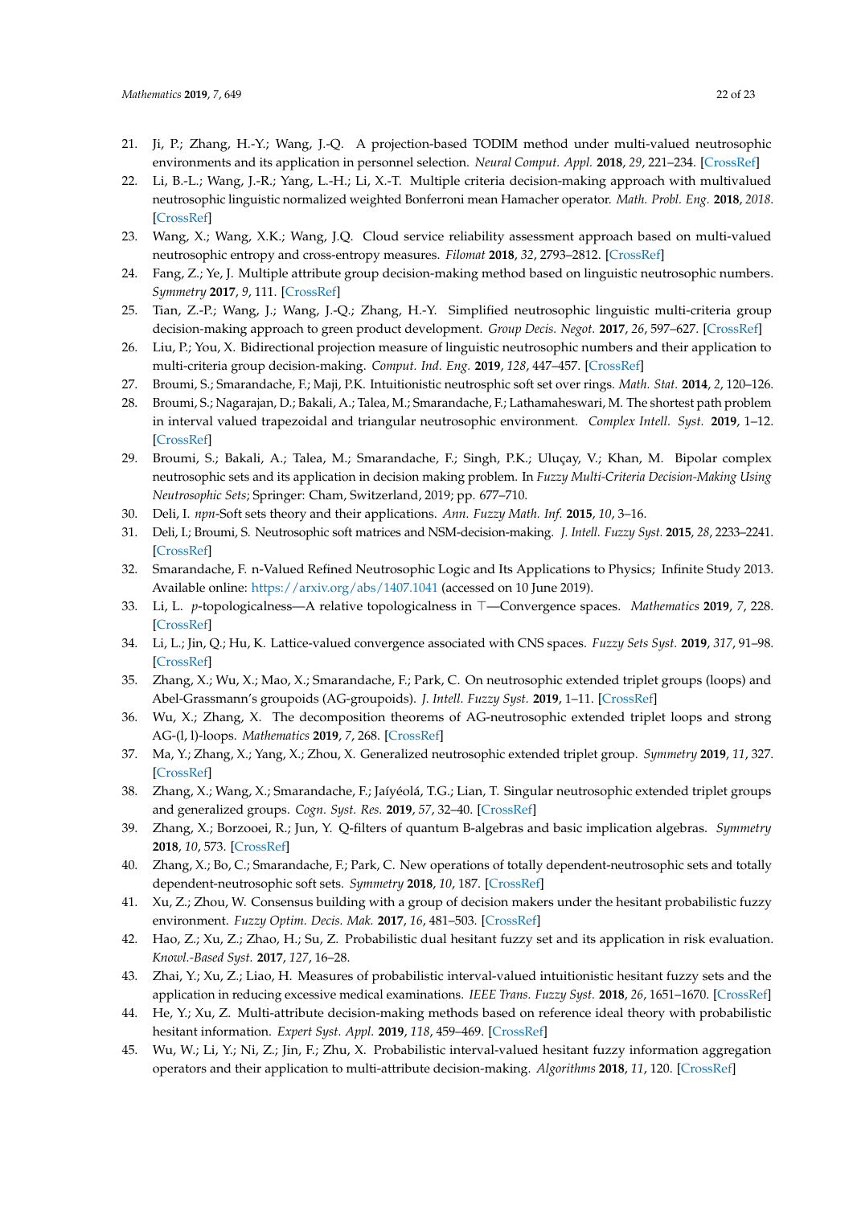21. Ji, P.; Zhang, H.-Y.; Wang, J.-Q. A projection-based TODIM method under multi-valued neutrosophic environments and its application in personnel selection. *Neural Comput. Appl.* **2018**, *29*, 221–234. [CrossRef]
22. Li, B.-L.; Wang, J.-R.; Yang, L.-H.; Li, X.-T. Multiple criteria decision-making approach with multivalued neutrosophic linguistic normalized weighted Bonferroni mean Hamacher operator. *Math. Probl. Eng.* **2018**, *2018*. [CrossRef]
23. Wang, X.; Wang, X.K.; Wang, J.Q. Cloud service reliability assessment approach based on multi-valued neutrosophic entropy and cross-entropy measures. *Filomat* **2018**, *32*, 2793–2812. [CrossRef]
24. Fang, Z.; Ye, J. Multiple attribute group decision-making method based on linguistic neutrosophic numbers. *Symmetry* **2017**, *9*, 111. [CrossRef]
25. Tian, Z.-P.; Wang, J.; Wang, J.-Q.; Zhang, H.-Y. Simplified neutrosophic linguistic multi-criteria group decision-making approach to green product development. *Group Decis. Negot.* **2017**, *26*, 597–627. [CrossRef]
26. Liu, P.; You, X. Bidirectional projection measure of linguistic neutrosophic numbers and their application to multi-criteria group decision-making. *Comput. Ind. Eng.* **2019**, *128*, 447–457. [CrossRef]
27. Broumi, S.; Smarandache, F.; Maji, P.K. Intuitionistic neutrosphic soft set over rings. *Math. Stat.* **2014**, *2*, 120–126.
28. Broumi, S.; Nagarajan, D.; Bakali, A.; Talea, M.; Smarandache, F.; Lathamaheswari, M. The shortest path problem in interval valued trapezoidal and triangular neutrosophic environment. *Complex Intell. Syst.* **2019**, 1–12. [CrossRef]
29. Broumi, S.; Bakali, A.; Talea, M.; Smarandache, F.; Singh, P.K.; Uluçay, V.; Khan, M. Bipolar complex neutrosophic sets and its application in decision making problem. In *Fuzzy Multi-Criteria Decision-Making Using Neutrosophic Sets*; Springer: Cham, Switzerland, 2019; pp. 677–710.
30. Deli, I. *npn*-Soft sets theory and their applications. *Ann. Fuzzy Math. Inf.* **2015**, *10*, 3–16.
31. Deli, I.; Broumi, S. Neutrosophic soft matrices and NSM-decision-making. *J. Intell. Fuzzy Syst.* **2015**, *28*, 2233–2241. [CrossRef]
32. Smarandache, F. n-Valued Refined Neutrosophic Logic and Its Applications to Physics; Infinite Study 2013. Available online: https://arxiv.org/abs/1407.1041 (accessed on 10 June 2019).
33. Li, L. *p*-topologicalness—A relative topologicalness in ⊤—Convergence spaces. *Mathematics* **2019**, *7*, 228. [CrossRef]
34. Li, L.; Jin, Q.; Hu, K. Lattice-valued convergence associated with CNS spaces. *Fuzzy Sets Syst.* **2019**, *317*, 91–98. [CrossRef]
35. Zhang, X.; Wu, X.; Mao, X.; Smarandache, F.; Park, C. On neutrosophic extended triplet groups (loops) and Abel-Grassmann's groupoids (AG-groupoids). *J. Intell. Fuzzy Syst.* **2019**, 1–11. [CrossRef]
36. Wu, X.; Zhang, X. The decomposition theorems of AG-neutrosophic extended triplet loops and strong AG-(l, l)-loops. *Mathematics* **2019**, *7*, 268. [CrossRef]
37. Ma, Y.; Zhang, X.; Yang, X.; Zhou, X. Generalized neutrosophic extended triplet group. *Symmetry* **2019**, *11*, 327. [CrossRef]
38. Zhang, X.; Wang, X.; Smarandache, F.; Jaíyéolá, T.G.; Lian, T. Singular neutrosophic extended triplet groups and generalized groups. *Cogn. Syst. Res.* **2019**, *57*, 32–40. [CrossRef]
39. Zhang, X.; Borzooei, R.; Jun, Y. Q-filters of quantum B-algebras and basic implication algebras. *Symmetry* **2018**, *10*, 573. [CrossRef]
40. Zhang, X.; Bo, C.; Smarandache, F.; Park, C. New operations of totally dependent-neutrosophic sets and totally dependent-neutrosophic soft sets. *Symmetry* **2018**, *10*, 187. [CrossRef]
41. Xu, Z.; Zhou, W. Consensus building with a group of decision makers under the hesitant probabilistic fuzzy environment. *Fuzzy Optim. Decis. Mak.* **2017**, *16*, 481–503. [CrossRef]
42. Hao, Z.; Xu, Z.; Zhao, H.; Su, Z. Probabilistic dual hesitant fuzzy set and its application in risk evaluation. *Knowl.-Based Syst.* **2017**, *127*, 16–28.
43. Zhai, Y.; Xu, Z.; Liao, H. Measures of probabilistic interval-valued intuitionistic hesitant fuzzy sets and the application in reducing excessive medical examinations. *IEEE Trans. Fuzzy Syst.* **2018**, *26*, 1651–1670. [CrossRef]
44. He, Y.; Xu, Z. Multi-attribute decision-making methods based on reference ideal theory with probabilistic hesitant information. *Expert Syst. Appl.* **2019**, *118*, 459–469. [CrossRef]
45. Wu, W.; Li, Y.; Ni, Z.; Jin, F.; Zhu, X. Probabilistic interval-valued hesitant fuzzy information aggregation operators and their application to multi-attribute decision-making. *Algorithms* **2018**, *11*, 120. [CrossRef]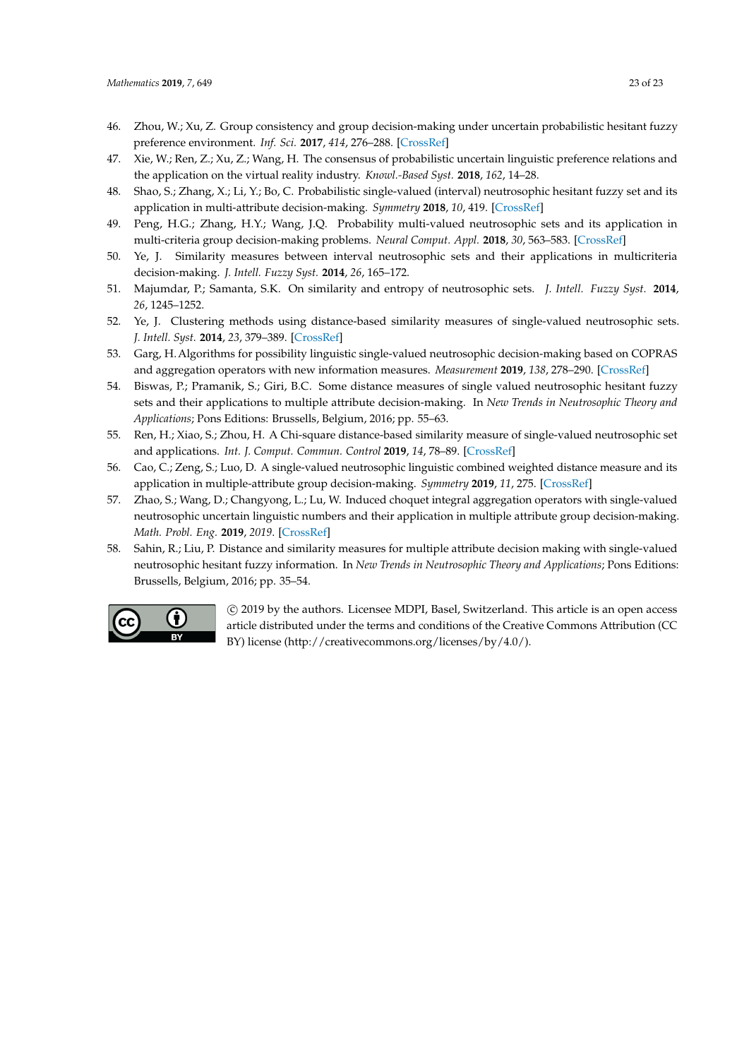46. Zhou, W.; Xu, Z. Group consistency and group decision-making under uncertain probabilistic hesitant fuzzy preference environment. *Inf. Sci.* **2017**, *414*, 276–288. [CrossRef]
47. Xie, W.; Ren, Z.; Xu, Z.; Wang, H. The consensus of probabilistic uncertain linguistic preference relations and the application on the virtual reality industry. *Knowl.-Based Syst.* **2018**, *162*, 14–28.
48. Shao, S.; Zhang, X.; Li, Y.; Bo, C. Probabilistic single-valued (interval) neutrosophic hesitant fuzzy set and its application in multi-attribute decision-making. *Symmetry* **2018**, *10*, 419. [CrossRef]
49. Peng, H.G.; Zhang, H.Y.; Wang, J.Q. Probability multi-valued neutrosophic sets and its application in multi-criteria group decision-making problems. *Neural Comput. Appl.* **2018**, *30*, 563–583. [CrossRef]
50. Ye, J. Similarity measures between interval neutrosophic sets and their applications in multicriteria decision-making. *J. Intell. Fuzzy Syst.* **2014**, *26*, 165–172.
51. Majumdar, P.; Samanta, S.K. On similarity and entropy of neutrosophic sets. *J. Intell. Fuzzy Syst.* **2014**, *26*, 1245–1252.
52. Ye, J. Clustering methods using distance-based similarity measures of single-valued neutrosophic sets. *J. Intell. Syst.* **2014**, *23*, 379–389. [CrossRef]
53. Garg, H. Algorithms for possibility linguistic single-valued neutrosophic decision-making based on COPRAS and aggregation operators with new information measures. *Measurement* **2019**, *138*, 278–290. [CrossRef]
54. Biswas, P.; Pramanik, S.; Giri, B.C. Some distance measures of single valued neutrosophic hesitant fuzzy sets and their applications to multiple attribute decision-making. In *New Trends in Neutrosophic Theory and Applications*; Pons Editions: Brussells, Belgium, 2016; pp. 55–63.
55. Ren, H.; Xiao, S.; Zhou, H. A Chi-square distance-based similarity measure of single-valued neutrosophic set and applications. *Int. J. Comput. Commun. Control* **2019**, *14*, 78–89. [CrossRef]
56. Cao, C.; Zeng, S.; Luo, D. A single-valued neutrosophic linguistic combined weighted distance measure and its application in multiple-attribute group decision-making. *Symmetry* **2019**, *11*, 275. [CrossRef]
57. Zhao, S.; Wang, D.; Changyong, L.; Lu, W. Induced choquet integral aggregation operators with single-valued neutrosophic uncertain linguistic numbers and their application in multiple attribute group decision-making. *Math. Probl. Eng.* **2019**, *2019*. [CrossRef]
58. Sahin, R.; Liu, P. Distance and similarity measures for multiple attribute decision making with single-valued neutrosophic hesitant fuzzy information. In *New Trends in Neutrosophic Theory and Applications*; Pons Editions: Brussells, Belgium, 2016; pp. 35–54.

© 2019 by the authors. Licensee MDPI, Basel, Switzerland. This article is an open access article distributed under the terms and conditions of the Creative Commons Attribution (CC BY) license (http://creativecommons.org/licenses/by/4.0/).